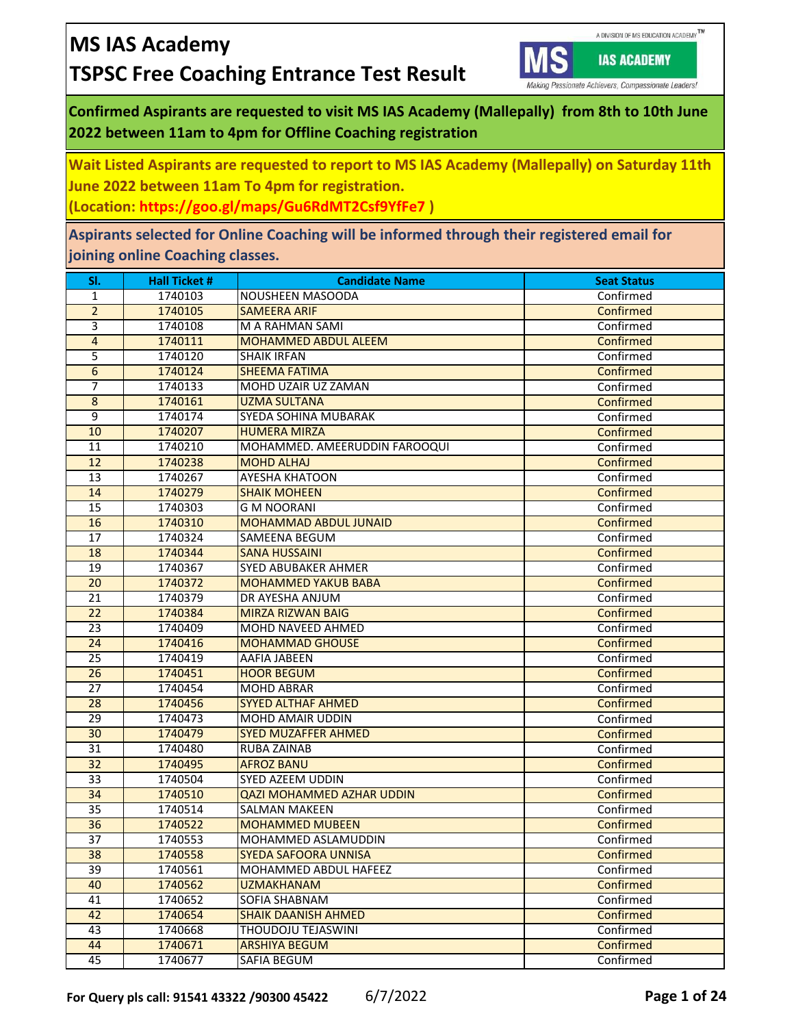# MS IAS Academy

## TSPSC Free Coaching Entrance Test Result

**Confirmed Aspirants are requested to visit MS IAS Academy (Mallepally) from 8th to 10th June 2022 between 11am to 4pm for Offline Coaching registration**

**Wait Listed Aspirants are requested to report to MS IAS Academy (Mallepally) on Saturday 11th June 2022 between 11am To 4pm for registration.**
**(Location: https://goo.gl/maps/Gu6RdMT2Csf9YfFe7 )**

**Aspirants selected for Online Coaching will be informed through their registered email for joining online Coaching classes.**

| Sl. | Hall Ticket # | Candidate Name | Seat Status |
|---|---|---|---|
| 1 | 1740103 | NOUSHEEN MASOODA | Confirmed |
| 2 | 1740105 | SAMEERA ARIF | Confirmed |
| 3 | 1740108 | M A RAHMAN SAMI | Confirmed |
| 4 | 1740111 | MOHAMMED ABDUL ALEEM | Confirmed |
| 5 | 1740120 | SHAIK IRFAN | Confirmed |
| 6 | 1740124 | SHEEMA FATIMA | Confirmed |
| 7 | 1740133 | MOHD UZAIR UZ ZAMAN | Confirmed |
| 8 | 1740161 | UZMA SULTANA | Confirmed |
| 9 | 1740174 | SYEDA SOHINA MUBARAK | Confirmed |
| 10 | 1740207 | HUMERA MIRZA | Confirmed |
| 11 | 1740210 | MOHAMMED. AMEERUDDIN FAROOQUI | Confirmed |
| 12 | 1740238 | MOHD ALHAJ | Confirmed |
| 13 | 1740267 | AYESHA KHATOON | Confirmed |
| 14 | 1740279 | SHAIK MOHEEN | Confirmed |
| 15 | 1740303 | G M NOORANI | Confirmed |
| 16 | 1740310 | MOHAMMAD ABDUL JUNAID | Confirmed |
| 17 | 1740324 | SAMEENA BEGUM | Confirmed |
| 18 | 1740344 | SANA HUSSAINI | Confirmed |
| 19 | 1740367 | SYED ABUBAKER AHMER | Confirmed |
| 20 | 1740372 | MOHAMMED YAKUB BABA | Confirmed |
| 21 | 1740379 | DR AYESHA ANJUM | Confirmed |
| 22 | 1740384 | MIRZA RIZWAN BAIG | Confirmed |
| 23 | 1740409 | MOHD NAVEED AHMED | Confirmed |
| 24 | 1740416 | MOHAMMAD GHOUSE | Confirmed |
| 25 | 1740419 | AAFIA JABEEN | Confirmed |
| 26 | 1740451 | HOOR BEGUM | Confirmed |
| 27 | 1740454 | MOHD ABRAR | Confirmed |
| 28 | 1740456 | SYYED ALTHAF AHMED | Confirmed |
| 29 | 1740473 | MOHD AMAIR UDDIN | Confirmed |
| 30 | 1740479 | SYED MUZAFFER AHMED | Confirmed |
| 31 | 1740480 | RUBA ZAINAB | Confirmed |
| 32 | 1740495 | AFROZ BANU | Confirmed |
| 33 | 1740504 | SYED AZEEM UDDIN | Confirmed |
| 34 | 1740510 | QAZI MOHAMMED AZHAR UDDIN | Confirmed |
| 35 | 1740514 | SALMAN MAKEEN | Confirmed |
| 36 | 1740522 | MOHAMMED MUBEEN | Confirmed |
| 37 | 1740553 | MOHAMMED ASLAMUDDIN | Confirmed |
| 38 | 1740558 | SYEDA SAFOORA UNNISA | Confirmed |
| 39 | 1740561 | MOHAMMED ABDUL HAFEEZ | Confirmed |
| 40 | 1740562 | UZMAKHANAM | Confirmed |
| 41 | 1740652 | SOFIA SHABNAM | Confirmed |
| 42 | 1740654 | SHAIK DAANISH AHMED | Confirmed |
| 43 | 1740668 | THOUDOJU TEJASWINI | Confirmed |
| 44 | 1740671 | ARSHIYA BEGUM | Confirmed |
| 45 | 1740677 | SAFIA BEGUM | Confirmed |

**For Query pls call: 91541 43322 /90300 45422** 6/7/2022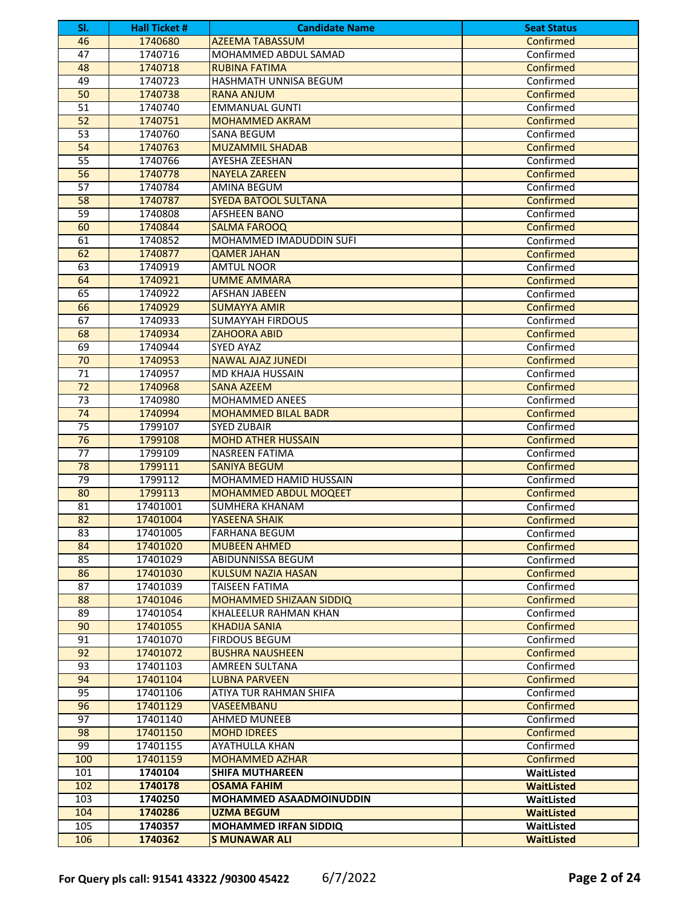| Sl. | Hall Ticket # | Candidate Name | Seat Status |
|---|---|---|---|
| 46 | 1740680 | AZEEMA TABASSUM | Confirmed |
| 47 | 1740716 | MOHAMMED ABDUL SAMAD | Confirmed |
| 48 | 1740718 | RUBINA FATIMA | Confirmed |
| 49 | 1740723 | HASHMATH UNNISA BEGUM | Confirmed |
| 50 | 1740738 | RANA ANJUM | Confirmed |
| 51 | 1740740 | EMMANUAL GUNTI | Confirmed |
| 52 | 1740751 | MOHAMMED AKRAM | Confirmed |
| 53 | 1740760 | SANA BEGUM | Confirmed |
| 54 | 1740763 | MUZAMMIL SHADAB | Confirmed |
| 55 | 1740766 | AYESHA ZEESHAN | Confirmed |
| 56 | 1740778 | NAYELA ZAREEN | Confirmed |
| 57 | 1740784 | AMINA BEGUM | Confirmed |
| 58 | 1740787 | SYEDA BATOOL SULTANA | Confirmed |
| 59 | 1740808 | AFSHEEN BANO | Confirmed |
| 60 | 1740844 | SALMA FAROOQ | Confirmed |
| 61 | 1740852 | MOHAMMED IMADUDDIN SUFI | Confirmed |
| 62 | 1740877 | QAMER JAHAN | Confirmed |
| 63 | 1740919 | AMTUL NOOR | Confirmed |
| 64 | 1740921 | UMME AMMARA | Confirmed |
| 65 | 1740922 | AFSHAN JABEEN | Confirmed |
| 66 | 1740929 | SUMAYYA AMIR | Confirmed |
| 67 | 1740933 | SUMAYYAH FIRDOUS | Confirmed |
| 68 | 1740934 | ZAHOORA ABID | Confirmed |
| 69 | 1740944 | SYED AYAZ | Confirmed |
| 70 | 1740953 | NAWAL AJAZ JUNEDI | Confirmed |
| 71 | 1740957 | MD KHAJA HUSSAIN | Confirmed |
| 72 | 1740968 | SANA AZEEM | Confirmed |
| 73 | 1740980 | MOHAMMED ANEES | Confirmed |
| 74 | 1740994 | MOHAMMED BILAL BADR | Confirmed |
| 75 | 1799107 | SYED ZUBAIR | Confirmed |
| 76 | 1799108 | MOHD ATHER HUSSAIN | Confirmed |
| 77 | 1799109 | NASREEN FATIMA | Confirmed |
| 78 | 1799111 | SANIYA BEGUM | Confirmed |
| 79 | 1799112 | MOHAMMED HAMID HUSSAIN | Confirmed |
| 80 | 1799113 | MOHAMMED ABDUL MOQEET | Confirmed |
| 81 | 17401001 | SUMHERA KHANAM | Confirmed |
| 82 | 17401004 | YASEENA SHAIK | Confirmed |
| 83 | 17401005 | FARHANA BEGUM | Confirmed |
| 84 | 17401020 | MUBEEN AHMED | Confirmed |
| 85 | 17401029 | ABIDUNNISSA BEGUM | Confirmed |
| 86 | 17401030 | KULSUM NAZIA HASAN | Confirmed |
| 87 | 17401039 | TAISEEN FATIMA | Confirmed |
| 88 | 17401046 | MOHAMMED SHIZAAN SIDDIQ | Confirmed |
| 89 | 17401054 | KHALEELUR RAHMAN KHAN | Confirmed |
| 90 | 17401055 | KHADIJA SANIA | Confirmed |
| 91 | 17401070 | FIRDOUS BEGUM | Confirmed |
| 92 | 17401072 | BUSHRA NAUSHEEN | Confirmed |
| 93 | 17401103 | AMREEN SULTANA | Confirmed |
| 94 | 17401104 | LUBNA PARVEEN | Confirmed |
| 95 | 17401106 | ATIYA TUR RAHMAN SHIFA | Confirmed |
| 96 | 17401129 | VASEEMBANU | Confirmed |
| 97 | 17401140 | AHMED MUNEEB | Confirmed |
| 98 | 17401150 | MOHD IDREES | Confirmed |
| 99 | 17401155 | AYATHULLA KHAN | Confirmed |
| 100 | 17401159 | MOHAMMED AZHAR | Confirmed |
| 101 | **1740104** | **SHIFA MUTHAREEN** | **WaitListed** |
| 102 | **1740178** | **OSAMA FAHIM** | **WaitListed** |
| 103 | **1740250** | **MOHAMMED ASAADMOINUDDIN** | **WaitListed** |
| 104 | **1740286** | **UZMA BEGUM** | **WaitListed** |
| 105 | **1740357** | **MOHAMMED IRFAN SIDDIQ** | **WaitListed** |
| 106 | **1740362** | **S MUNAWAR ALI** | **WaitListed** |

**For Query pls call: 91541 43322 /90300 45422** 6/7/2022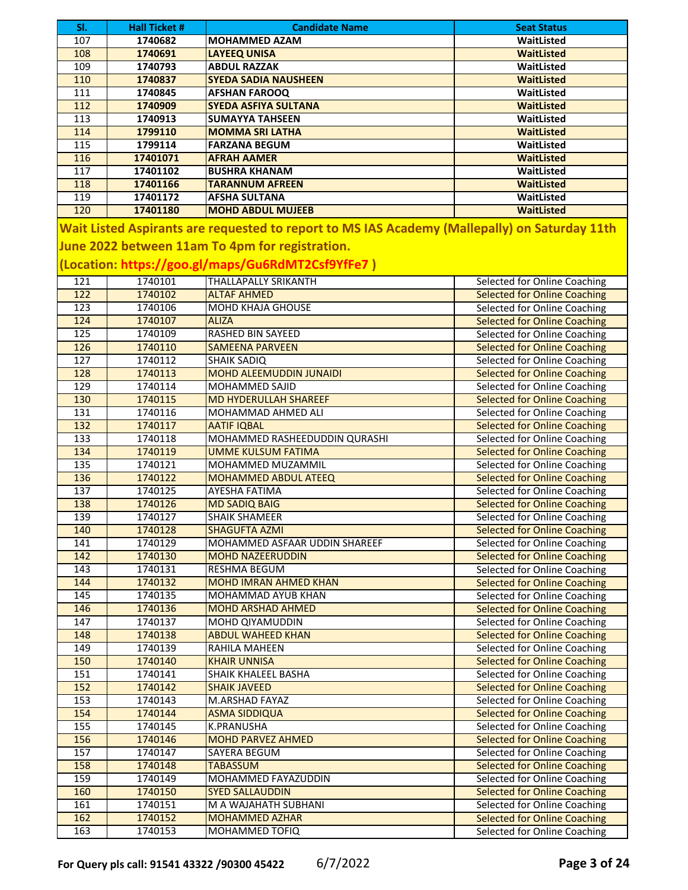| Sl. | Hall Ticket # | Candidate Name | Seat Status |
|---|---|---|---|
| 107 | **1740682** | **MOHAMMED AZAM** | **WaitListed** |
| 108 | **1740691** | **LAYEEQ UNISA** | **WaitListed** |
| 109 | **1740793** | **ABDUL RAZZAK** | **WaitListed** |
| 110 | **1740837** | **SYEDA SADIA NAUSHEEN** | **WaitListed** |
| 111 | **1740845** | **AFSHAN FAROOQ** | **WaitListed** |
| 112 | **1740909** | **SYEDA ASFIYA SULTANA** | **WaitListed** |
| 113 | **1740913** | **SUMAYYA TAHSEEN** | **WaitListed** |
| 114 | **1799110** | **MOMMA SRI LATHA** | **WaitListed** |
| 115 | **1799114** | **FARZANA BEGUM** | **WaitListed** |
| 116 | **17401071** | **AFRAH AAMER** | **WaitListed** |
| 117 | **17401102** | **BUSHRA KHANAM** | **WaitListed** |
| 118 | **17401166** | **TARANNUM AFREEN** | **WaitListed** |
| 119 | **17401172** | **AFSHA SULTANA** | **WaitListed** |
| 120 | **17401180** | **MOHD ABDUL MUJEEB** | **WaitListed** |

**Wait Listed Aspirants are requested to report to MS IAS Academy (Mallepally) on Saturday 11th June 2022 between 11am To 4pm for registration.**

**(Location: https://goo.gl/maps/Gu6RdMT2Csf9YfFe7 )**

| Sl. | Hall Ticket # | Candidate Name | Seat Status |
|---|---|---|---|
| 121 | 1740101 | THALLAPALLY SRIKANTH | Selected for Online Coaching |
| 122 | 1740102 | ALTAF AHMED | Selected for Online Coaching |
| 123 | 1740106 | MOHD KHAJA GHOUSE | Selected for Online Coaching |
| 124 | 1740107 | ALIZA | Selected for Online Coaching |
| 125 | 1740109 | RASHED BIN SAYEED | Selected for Online Coaching |
| 126 | 1740110 | SAMEENA PARVEEN | Selected for Online Coaching |
| 127 | 1740112 | SHAIK SADIQ | Selected for Online Coaching |
| 128 | 1740113 | MOHD ALEEMUDDIN JUNAIDI | Selected for Online Coaching |
| 129 | 1740114 | MOHAMMED SAJID | Selected for Online Coaching |
| 130 | 1740115 | MD HYDERULLAH SHAREEF | Selected for Online Coaching |
| 131 | 1740116 | MOHAMMAD AHMED ALI | Selected for Online Coaching |
| 132 | 1740117 | AATIF IQBAL | Selected for Online Coaching |
| 133 | 1740118 | MOHAMMED RASHEEDUDDIN QURASHI | Selected for Online Coaching |
| 134 | 1740119 | UMME KULSUM FATIMA | Selected for Online Coaching |
| 135 | 1740121 | MOHAMMED MUZAMMIL | Selected for Online Coaching |
| 136 | 1740122 | MOHAMMED ABDUL ATEEQ | Selected for Online Coaching |
| 137 | 1740125 | AYESHA FATIMA | Selected for Online Coaching |
| 138 | 1740126 | MD SADIQ BAIG | Selected for Online Coaching |
| 139 | 1740127 | SHAIK SHAMEER | Selected for Online Coaching |
| 140 | 1740128 | SHAGUFTA AZMI | Selected for Online Coaching |
| 141 | 1740129 | MOHAMMED ASFAAR UDDIN SHAREEF | Selected for Online Coaching |
| 142 | 1740130 | MOHD NAZEERUDDIN | Selected for Online Coaching |
| 143 | 1740131 | RESHMA BEGUM | Selected for Online Coaching |
| 144 | 1740132 | MOHD IMRAN AHMED KHAN | Selected for Online Coaching |
| 145 | 1740135 | MOHAMMAD AYUB KHAN | Selected for Online Coaching |
| 146 | 1740136 | MOHD ARSHAD AHMED | Selected for Online Coaching |
| 147 | 1740137 | MOHD QIYAMUDDIN | Selected for Online Coaching |
| 148 | 1740138 | ABDUL WAHEED KHAN | Selected for Online Coaching |
| 149 | 1740139 | RAHILA MAHEEN | Selected for Online Coaching |
| 150 | 1740140 | KHAIR UNNISA | Selected for Online Coaching |
| 151 | 1740141 | SHAIK KHALEEL BASHA | Selected for Online Coaching |
| 152 | 1740142 | SHAIK JAVEED | Selected for Online Coaching |
| 153 | 1740143 | M.ARSHAD FAYAZ | Selected for Online Coaching |
| 154 | 1740144 | ASMA SIDDIQUA | Selected for Online Coaching |
| 155 | 1740145 | K.PRANUSHA | Selected for Online Coaching |
| 156 | 1740146 | MOHD PARVEZ AHMED | Selected for Online Coaching |
| 157 | 1740147 | SAYERA BEGUM | Selected for Online Coaching |
| 158 | 1740148 | TABASSUM | Selected for Online Coaching |
| 159 | 1740149 | MOHAMMED FAYAZUDDIN | Selected for Online Coaching |
| 160 | 1740150 | SYED SALLAUDDIN | Selected for Online Coaching |
| 161 | 1740151 | M A WAJAHATH SUBHANI | Selected for Online Coaching |
| 162 | 1740152 | MOHAMMED AZHAR | Selected for Online Coaching |
| 163 | 1740153 | MOHAMMED TOFIQ | Selected for Online Coaching |

**For Query pls call: 91541 43322 /90300 45422** 6/7/2022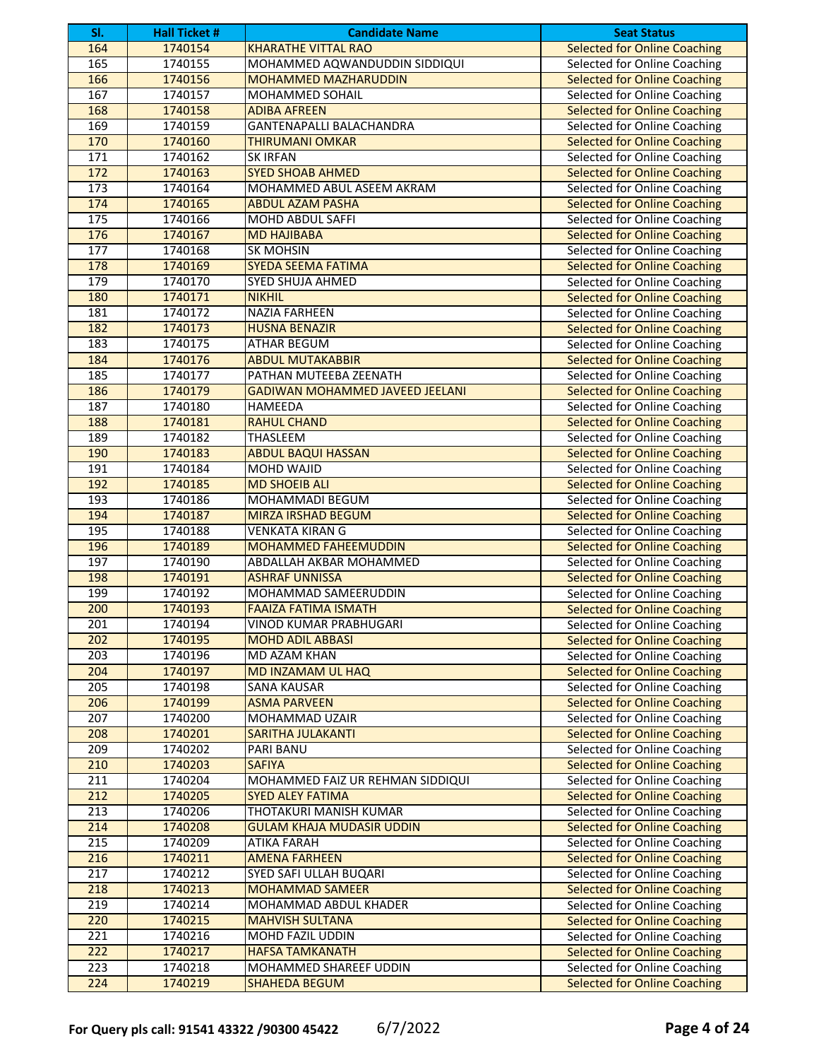| Sl. | Hall Ticket # | Candidate Name | Seat Status |
|---|---|---|---|
| 164 | 1740154 | KHARATHE VITTAL RAO | Selected for Online Coaching |
| 165 | 1740155 | MOHAMMED AQWANDUDDIN SIDDIQUI | Selected for Online Coaching |
| 166 | 1740156 | MOHAMMED MAZHARUDDIN | Selected for Online Coaching |
| 167 | 1740157 | MOHAMMED SOHAIL | Selected for Online Coaching |
| 168 | 1740158 | ADIBA AFREEN | Selected for Online Coaching |
| 169 | 1740159 | GANTENAPALLI BALACHANDRA | Selected for Online Coaching |
| 170 | 1740160 | THIRUMANI OMKAR | Selected for Online Coaching |
| 171 | 1740162 | SK IRFAN | Selected for Online Coaching |
| 172 | 1740163 | SYED SHOAB AHMED | Selected for Online Coaching |
| 173 | 1740164 | MOHAMMED ABUL ASEEM AKRAM | Selected for Online Coaching |
| 174 | 1740165 | ABDUL AZAM PASHA | Selected for Online Coaching |
| 175 | 1740166 | MOHD ABDUL SAFFI | Selected for Online Coaching |
| 176 | 1740167 | MD HAJIBABA | Selected for Online Coaching |
| 177 | 1740168 | SK MOHSIN | Selected for Online Coaching |
| 178 | 1740169 | SYEDA SEEMA FATIMA | Selected for Online Coaching |
| 179 | 1740170 | SYED SHUJA AHMED | Selected for Online Coaching |
| 180 | 1740171 | NIKHIL | Selected for Online Coaching |
| 181 | 1740172 | NAZIA FARHEEN | Selected for Online Coaching |
| 182 | 1740173 | HUSNA BENAZIR | Selected for Online Coaching |
| 183 | 1740175 | ATHAR BEGUM | Selected for Online Coaching |
| 184 | 1740176 | ABDUL MUTAKABBIR | Selected for Online Coaching |
| 185 | 1740177 | PATHAN MUTEEBA ZEENATH | Selected for Online Coaching |
| 186 | 1740179 | GADIWAN MOHAMMED JAVEED JEELANI | Selected for Online Coaching |
| 187 | 1740180 | HAMEEDA | Selected for Online Coaching |
| 188 | 1740181 | RAHUL CHAND | Selected for Online Coaching |
| 189 | 1740182 | THASLEEM | Selected for Online Coaching |
| 190 | 1740183 | ABDUL BAQUI HASSAN | Selected for Online Coaching |
| 191 | 1740184 | MOHD WAJID | Selected for Online Coaching |
| 192 | 1740185 | MD SHOEIB ALI | Selected for Online Coaching |
| 193 | 1740186 | MOHAMMADI BEGUM | Selected for Online Coaching |
| 194 | 1740187 | MIRZA IRSHAD BEGUM | Selected for Online Coaching |
| 195 | 1740188 | VENKATA KIRAN G | Selected for Online Coaching |
| 196 | 1740189 | MOHAMMED FAHEEMUDDIN | Selected for Online Coaching |
| 197 | 1740190 | ABDALLAH AKBAR MOHAMMED | Selected for Online Coaching |
| 198 | 1740191 | ASHRAF UNNISSA | Selected for Online Coaching |
| 199 | 1740192 | MOHAMMAD SAMEERUDDIN | Selected for Online Coaching |
| 200 | 1740193 | FAAIZA FATIMA ISMATH | Selected for Online Coaching |
| 201 | 1740194 | VINOD KUMAR PRABHUGARI | Selected for Online Coaching |
| 202 | 1740195 | MOHD ADIL ABBASI | Selected for Online Coaching |
| 203 | 1740196 | MD AZAM KHAN | Selected for Online Coaching |
| 204 | 1740197 | MD INZAMAM UL HAQ | Selected for Online Coaching |
| 205 | 1740198 | SANA KAUSAR | Selected for Online Coaching |
| 206 | 1740199 | ASMA PARVEEN | Selected for Online Coaching |
| 207 | 1740200 | MOHAMMAD UZAIR | Selected for Online Coaching |
| 208 | 1740201 | SARITHA JULAKANTI | Selected for Online Coaching |
| 209 | 1740202 | PARI BANU | Selected for Online Coaching |
| 210 | 1740203 | SAFIYA | Selected for Online Coaching |
| 211 | 1740204 | MOHAMMED FAIZ UR REHMAN SIDDIQUI | Selected for Online Coaching |
| 212 | 1740205 | SYED ALEY FATIMA | Selected for Online Coaching |
| 213 | 1740206 | THOTAKURI MANISH KUMAR | Selected for Online Coaching |
| 214 | 1740208 | GULAM KHAJA MUDASIR UDDIN | Selected for Online Coaching |
| 215 | 1740209 | ATIKA FARAH | Selected for Online Coaching |
| 216 | 1740211 | AMENA FARHEEN | Selected for Online Coaching |
| 217 | 1740212 | SYED SAFI ULLAH BUQARI | Selected for Online Coaching |
| 218 | 1740213 | MOHAMMAD SAMEER | Selected for Online Coaching |
| 219 | 1740214 | MOHAMMAD ABDUL KHADER | Selected for Online Coaching |
| 220 | 1740215 | MAHVISH SULTANA | Selected for Online Coaching |
| 221 | 1740216 | MOHD FAZIL UDDIN | Selected for Online Coaching |
| 222 | 1740217 | HAFSA TAMKANATH | Selected for Online Coaching |
| 223 | 1740218 | MOHAMMED SHAREEF UDDIN | Selected for Online Coaching |
| 224 | 1740219 | SHAHEDA BEGUM | Selected for Online Coaching |

**For Query pls call: 91541 43322 /90300 45422** 6/7/2022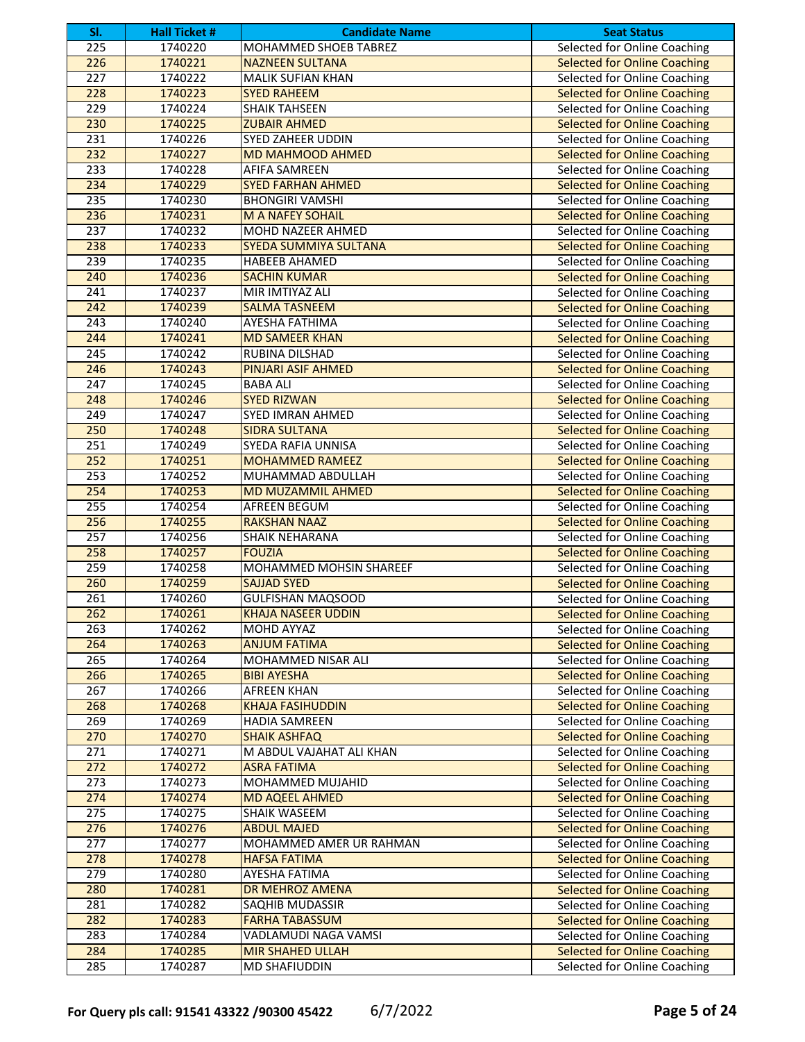| Sl. | Hall Ticket # | Candidate Name | Seat Status |
|---|---|---|---|
| 225 | 1740220 | MOHAMMED SHOEB TABREZ | Selected for Online Coaching |
| 226 | 1740221 | NAZNEEN SULTANA | Selected for Online Coaching |
| 227 | 1740222 | MALIK SUFIAN KHAN | Selected for Online Coaching |
| 228 | 1740223 | SYED RAHEEM | Selected for Online Coaching |
| 229 | 1740224 | SHAIK TAHSEEN | Selected for Online Coaching |
| 230 | 1740225 | ZUBAIR AHMED | Selected for Online Coaching |
| 231 | 1740226 | SYED ZAHEER UDDIN | Selected for Online Coaching |
| 232 | 1740227 | MD MAHMOOD AHMED | Selected for Online Coaching |
| 233 | 1740228 | AFIFA SAMREEN | Selected for Online Coaching |
| 234 | 1740229 | SYED FARHAN AHMED | Selected for Online Coaching |
| 235 | 1740230 | BHONGIRI VAMSHI | Selected for Online Coaching |
| 236 | 1740231 | M A NAFEY SOHAIL | Selected for Online Coaching |
| 237 | 1740232 | MOHD NAZEER AHMED | Selected for Online Coaching |
| 238 | 1740233 | SYEDA SUMMIYA SULTANA | Selected for Online Coaching |
| 239 | 1740235 | HABEEB AHAMED | Selected for Online Coaching |
| 240 | 1740236 | SACHIN KUMAR | Selected for Online Coaching |
| 241 | 1740237 | MIR IMTIYAZ ALI | Selected for Online Coaching |
| 242 | 1740239 | SALMA TASNEEM | Selected for Online Coaching |
| 243 | 1740240 | AYESHA FATHIMA | Selected for Online Coaching |
| 244 | 1740241 | MD SAMEER KHAN | Selected for Online Coaching |
| 245 | 1740242 | RUBINA DILSHAD | Selected for Online Coaching |
| 246 | 1740243 | PINJARI ASIF AHMED | Selected for Online Coaching |
| 247 | 1740245 | BABA ALI | Selected for Online Coaching |
| 248 | 1740246 | SYED RIZWAN | Selected for Online Coaching |
| 249 | 1740247 | SYED IMRAN AHMED | Selected for Online Coaching |
| 250 | 1740248 | SIDRA SULTANA | Selected for Online Coaching |
| 251 | 1740249 | SYEDA RAFIA UNNISA | Selected for Online Coaching |
| 252 | 1740251 | MOHAMMED RAMEEZ | Selected for Online Coaching |
| 253 | 1740252 | MUHAMMAD ABDULLAH | Selected for Online Coaching |
| 254 | 1740253 | MD MUZAMMIL AHMED | Selected for Online Coaching |
| 255 | 1740254 | AFREEN BEGUM | Selected for Online Coaching |
| 256 | 1740255 | RAKSHAN NAAZ | Selected for Online Coaching |
| 257 | 1740256 | SHAIK NEHARANA | Selected for Online Coaching |
| 258 | 1740257 | FOUZIA | Selected for Online Coaching |
| 259 | 1740258 | MOHAMMED MOHSIN SHAREEF | Selected for Online Coaching |
| 260 | 1740259 | SAJJAD SYED | Selected for Online Coaching |
| 261 | 1740260 | GULFISHAN MAQSOOD | Selected for Online Coaching |
| 262 | 1740261 | KHAJA NASEER UDDIN | Selected for Online Coaching |
| 263 | 1740262 | MOHD AYYAZ | Selected for Online Coaching |
| 264 | 1740263 | ANJUM FATIMA | Selected for Online Coaching |
| 265 | 1740264 | MOHAMMED NISAR ALI | Selected for Online Coaching |
| 266 | 1740265 | BIBI AYESHA | Selected for Online Coaching |
| 267 | 1740266 | AFREEN KHAN | Selected for Online Coaching |
| 268 | 1740268 | KHAJA FASIHUDDIN | Selected for Online Coaching |
| 269 | 1740269 | HADIA SAMREEN | Selected for Online Coaching |
| 270 | 1740270 | SHAIK ASHFAQ | Selected for Online Coaching |
| 271 | 1740271 | M ABDUL VAJAHAT ALI KHAN | Selected for Online Coaching |
| 272 | 1740272 | ASRA FATIMA | Selected for Online Coaching |
| 273 | 1740273 | MOHAMMED MUJAHID | Selected for Online Coaching |
| 274 | 1740274 | MD AQEEL AHMED | Selected for Online Coaching |
| 275 | 1740275 | SHAIK WASEEM | Selected for Online Coaching |
| 276 | 1740276 | ABDUL MAJED | Selected for Online Coaching |
| 277 | 1740277 | MOHAMMED AMER UR RAHMAN | Selected for Online Coaching |
| 278 | 1740278 | HAFSA FATIMA | Selected for Online Coaching |
| 279 | 1740280 | AYESHA FATIMA | Selected for Online Coaching |
| 280 | 1740281 | DR MEHROZ AMENA | Selected for Online Coaching |
| 281 | 1740282 | SAQHIB MUDASSIR | Selected for Online Coaching |
| 282 | 1740283 | FARHA TABASSUM | Selected for Online Coaching |
| 283 | 1740284 | VADLAMUDI NAGA VAMSI | Selected for Online Coaching |
| 284 | 1740285 | MIR SHAHED ULLAH | Selected for Online Coaching |
| 285 | 1740287 | MD SHAFIUDDIN | Selected for Online Coaching |

**For Query pls call: 91541 43322 /90300 45422** 6/7/2022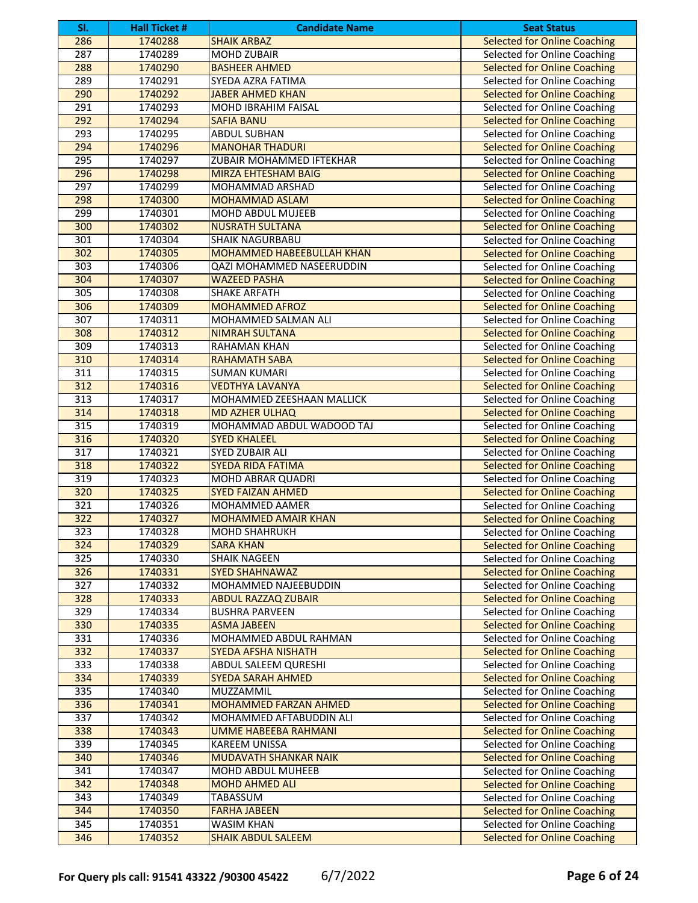| Sl. | Hall Ticket # | Candidate Name | Seat Status |
|---|---|---|---|
| 286 | 1740288 | SHAIK ARBAZ | Selected for Online Coaching |
| 287 | 1740289 | MOHD ZUBAIR | Selected for Online Coaching |
| 288 | 1740290 | BASHEER AHMED | Selected for Online Coaching |
| 289 | 1740291 | SYEDA AZRA FATIMA | Selected for Online Coaching |
| 290 | 1740292 | JABER AHMED KHAN | Selected for Online Coaching |
| 291 | 1740293 | MOHD IBRAHIM FAISAL | Selected for Online Coaching |
| 292 | 1740294 | SAFIA BANU | Selected for Online Coaching |
| 293 | 1740295 | ABDUL SUBHAN | Selected for Online Coaching |
| 294 | 1740296 | MANOHAR THADURI | Selected for Online Coaching |
| 295 | 1740297 | ZUBAIR MOHAMMED IFTEKHAR | Selected for Online Coaching |
| 296 | 1740298 | MIRZA EHTESHAM BAIG | Selected for Online Coaching |
| 297 | 1740299 | MOHAMMAD ARSHAD | Selected for Online Coaching |
| 298 | 1740300 | MOHAMMAD ASLAM | Selected for Online Coaching |
| 299 | 1740301 | MOHD ABDUL MUJEEB | Selected for Online Coaching |
| 300 | 1740302 | NUSRATH SULTANA | Selected for Online Coaching |
| 301 | 1740304 | SHAIK NAGURBABU | Selected for Online Coaching |
| 302 | 1740305 | MOHAMMED HABEEBULLAH KHAN | Selected for Online Coaching |
| 303 | 1740306 | QAZI MOHAMMED NASEERUDDIN | Selected for Online Coaching |
| 304 | 1740307 | WAZEED PASHA | Selected for Online Coaching |
| 305 | 1740308 | SHAKE ARFATH | Selected for Online Coaching |
| 306 | 1740309 | MOHAMMED AFROZ | Selected for Online Coaching |
| 307 | 1740311 | MOHAMMED SALMAN ALI | Selected for Online Coaching |
| 308 | 1740312 | NIMRAH SULTANA | Selected for Online Coaching |
| 309 | 1740313 | RAHAMAN KHAN | Selected for Online Coaching |
| 310 | 1740314 | RAHAMATH SABA | Selected for Online Coaching |
| 311 | 1740315 | SUMAN KUMARI | Selected for Online Coaching |
| 312 | 1740316 | VEDTHYA LAVANYA | Selected for Online Coaching |
| 313 | 1740317 | MOHAMMED ZEESHAAN MALLICK | Selected for Online Coaching |
| 314 | 1740318 | MD AZHER ULHAQ | Selected for Online Coaching |
| 315 | 1740319 | MOHAMMAD ABDUL WADOOD TAJ | Selected for Online Coaching |
| 316 | 1740320 | SYED KHALEEL | Selected for Online Coaching |
| 317 | 1740321 | SYED ZUBAIR ALI | Selected for Online Coaching |
| 318 | 1740322 | SYEDA RIDA FATIMA | Selected for Online Coaching |
| 319 | 1740323 | MOHD ABRAR QUADRI | Selected for Online Coaching |
| 320 | 1740325 | SYED FAIZAN AHMED | Selected for Online Coaching |
| 321 | 1740326 | MOHAMMED AAMER | Selected for Online Coaching |
| 322 | 1740327 | MOHAMMED AMAIR KHAN | Selected for Online Coaching |
| 323 | 1740328 | MOHD SHAHRUKH | Selected for Online Coaching |
| 324 | 1740329 | SARA KHAN | Selected for Online Coaching |
| 325 | 1740330 | SHAIK NAGEEN | Selected for Online Coaching |
| 326 | 1740331 | SYED SHAHNAWAZ | Selected for Online Coaching |
| 327 | 1740332 | MOHAMMED NAJEEBUDDIN | Selected for Online Coaching |
| 328 | 1740333 | ABDUL RAZZAQ ZUBAIR | Selected for Online Coaching |
| 329 | 1740334 | BUSHRA PARVEEN | Selected for Online Coaching |
| 330 | 1740335 | ASMA JABEEN | Selected for Online Coaching |
| 331 | 1740336 | MOHAMMED ABDUL RAHMAN | Selected for Online Coaching |
| 332 | 1740337 | SYEDA AFSHA NISHATH | Selected for Online Coaching |
| 333 | 1740338 | ABDUL SALEEM QURESHI | Selected for Online Coaching |
| 334 | 1740339 | SYEDA SARAH AHMED | Selected for Online Coaching |
| 335 | 1740340 | MUZZAMMIL | Selected for Online Coaching |
| 336 | 1740341 | MOHAMMED FARZAN AHMED | Selected for Online Coaching |
| 337 | 1740342 | MOHAMMED AFTABUDDIN ALI | Selected for Online Coaching |
| 338 | 1740343 | UMME HABEEBA RAHMANI | Selected for Online Coaching |
| 339 | 1740345 | KAREEM UNISSA | Selected for Online Coaching |
| 340 | 1740346 | MUDAVATH SHANKAR NAIK | Selected for Online Coaching |
| 341 | 1740347 | MOHD ABDUL MUHEEB | Selected for Online Coaching |
| 342 | 1740348 | MOHD AHMED ALI | Selected for Online Coaching |
| 343 | 1740349 | TABASSUM | Selected for Online Coaching |
| 344 | 1740350 | FARHA JABEEN | Selected for Online Coaching |
| 345 | 1740351 | WASIM KHAN | Selected for Online Coaching |
| 346 | 1740352 | SHAIK ABDUL SALEEM | Selected for Online Coaching |

**For Query pls call: 91541 43322 /90300 45422** 6/7/2022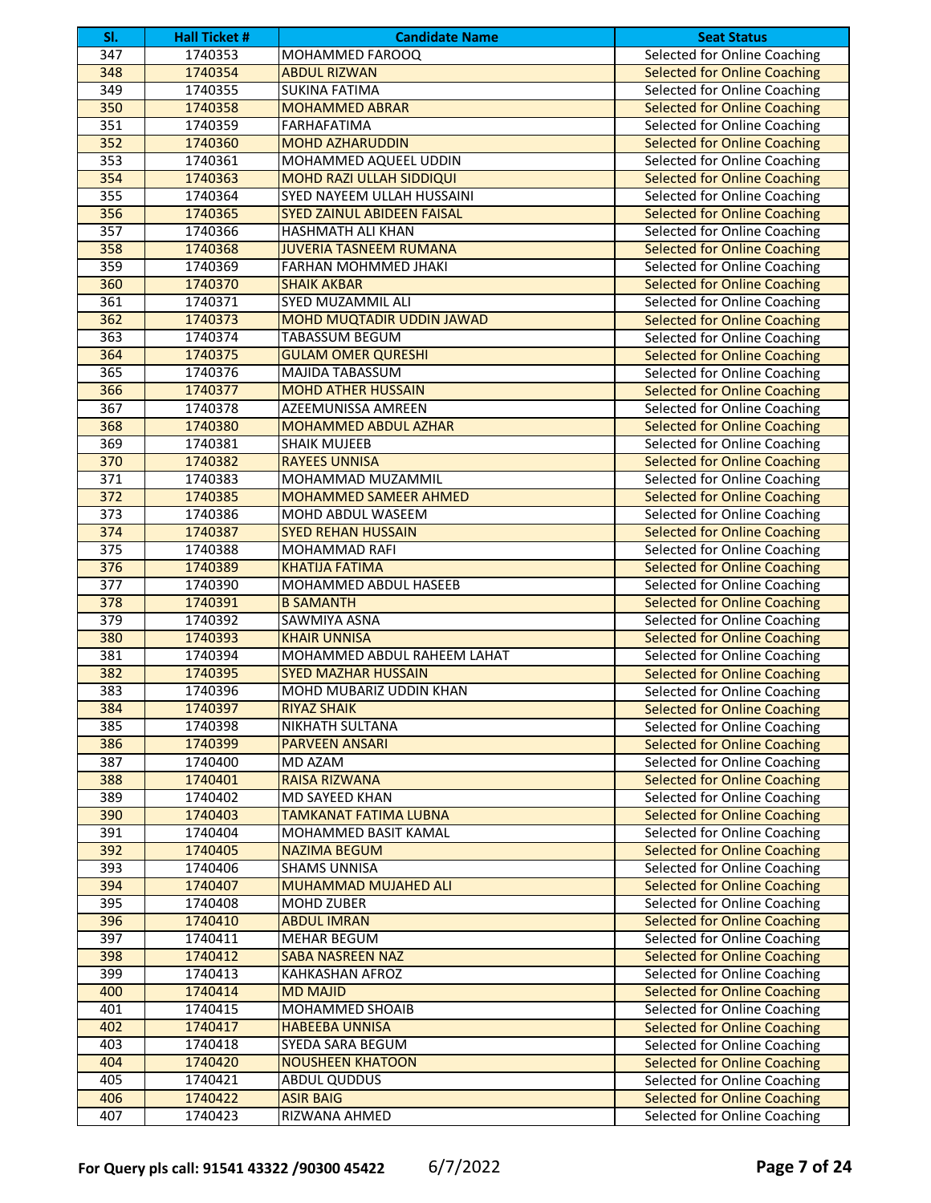| Sl. | Hall Ticket # | Candidate Name | Seat Status |
|---|---|---|---|
| 347 | 1740353 | MOHAMMED FAROOQ | Selected for Online Coaching |
| 348 | 1740354 | ABDUL RIZWAN | Selected for Online Coaching |
| 349 | 1740355 | SUKINA FATIMA | Selected for Online Coaching |
| 350 | 1740358 | MOHAMMED ABRAR | Selected for Online Coaching |
| 351 | 1740359 | FARHAFATIMA | Selected for Online Coaching |
| 352 | 1740360 | MOHD AZHARUDDIN | Selected for Online Coaching |
| 353 | 1740361 | MOHAMMED AQUEEL UDDIN | Selected for Online Coaching |
| 354 | 1740363 | MOHD RAZI ULLAH SIDDIQUI | Selected for Online Coaching |
| 355 | 1740364 | SYED NAYEEM ULLAH HUSSAINI | Selected for Online Coaching |
| 356 | 1740365 | SYED ZAINUL ABIDEEN FAISAL | Selected for Online Coaching |
| 357 | 1740366 | HASHMATH ALI KHAN | Selected for Online Coaching |
| 358 | 1740368 | JUVERIA TASNEEM RUMANA | Selected for Online Coaching |
| 359 | 1740369 | FARHAN MOHMMED JHAKI | Selected for Online Coaching |
| 360 | 1740370 | SHAIK AKBAR | Selected for Online Coaching |
| 361 | 1740371 | SYED MUZAMMIL ALI | Selected for Online Coaching |
| 362 | 1740373 | MOHD MUQTADIR UDDIN JAWAD | Selected for Online Coaching |
| 363 | 1740374 | TABASSUM BEGUM | Selected for Online Coaching |
| 364 | 1740375 | GULAM OMER QURESHI | Selected for Online Coaching |
| 365 | 1740376 | MAJIDA TABASSUM | Selected for Online Coaching |
| 366 | 1740377 | MOHD ATHER HUSSAIN | Selected for Online Coaching |
| 367 | 1740378 | AZEEMUNISSA AMREEN | Selected for Online Coaching |
| 368 | 1740380 | MOHAMMED ABDUL AZHAR | Selected for Online Coaching |
| 369 | 1740381 | SHAIK MUJEEB | Selected for Online Coaching |
| 370 | 1740382 | RAYEES UNNISA | Selected for Online Coaching |
| 371 | 1740383 | MOHAMMAD MUZAMMIL | Selected for Online Coaching |
| 372 | 1740385 | MOHAMMED SAMEER AHMED | Selected for Online Coaching |
| 373 | 1740386 | MOHD ABDUL WASEEM | Selected for Online Coaching |
| 374 | 1740387 | SYED REHAN HUSSAIN | Selected for Online Coaching |
| 375 | 1740388 | MOHAMMAD RAFI | Selected for Online Coaching |
| 376 | 1740389 | KHATIJA FATIMA | Selected for Online Coaching |
| 377 | 1740390 | MOHAMMED ABDUL HASEEB | Selected for Online Coaching |
| 378 | 1740391 | B SAMANTH | Selected for Online Coaching |
| 379 | 1740392 | SAWMIYA ASNA | Selected for Online Coaching |
| 380 | 1740393 | KHAIR UNNISA | Selected for Online Coaching |
| 381 | 1740394 | MOHAMMED ABDUL RAHEEM LAHAT | Selected for Online Coaching |
| 382 | 1740395 | SYED MAZHAR HUSSAIN | Selected for Online Coaching |
| 383 | 1740396 | MOHD MUBARIZ UDDIN KHAN | Selected for Online Coaching |
| 384 | 1740397 | RIYAZ SHAIK | Selected for Online Coaching |
| 385 | 1740398 | NIKHATH SULTANA | Selected for Online Coaching |
| 386 | 1740399 | PARVEEN ANSARI | Selected for Online Coaching |
| 387 | 1740400 | MD AZAM | Selected for Online Coaching |
| 388 | 1740401 | RAISA RIZWANA | Selected for Online Coaching |
| 389 | 1740402 | MD SAYEED KHAN | Selected for Online Coaching |
| 390 | 1740403 | TAMKANAT FATIMA LUBNA | Selected for Online Coaching |
| 391 | 1740404 | MOHAMMED BASIT KAMAL | Selected for Online Coaching |
| 392 | 1740405 | NAZIMA BEGUM | Selected for Online Coaching |
| 393 | 1740406 | SHAMS UNNISA | Selected for Online Coaching |
| 394 | 1740407 | MUHAMMAD MUJAHED ALI | Selected for Online Coaching |
| 395 | 1740408 | MOHD ZUBER | Selected for Online Coaching |
| 396 | 1740410 | ABDUL IMRAN | Selected for Online Coaching |
| 397 | 1740411 | MEHAR BEGUM | Selected for Online Coaching |
| 398 | 1740412 | SABA NASREEN NAZ | Selected for Online Coaching |
| 399 | 1740413 | KAHKASHAN AFROZ | Selected for Online Coaching |
| 400 | 1740414 | MD MAJID | Selected for Online Coaching |
| 401 | 1740415 | MOHAMMED SHOAIB | Selected for Online Coaching |
| 402 | 1740417 | HABEEBA UNNISA | Selected for Online Coaching |
| 403 | 1740418 | SYEDA SARA BEGUM | Selected for Online Coaching |
| 404 | 1740420 | NOUSHEEN KHATOON | Selected for Online Coaching |
| 405 | 1740421 | ABDUL QUDDUS | Selected for Online Coaching |
| 406 | 1740422 | ASIR BAIG | Selected for Online Coaching |
| 407 | 1740423 | RIZWANA AHMED | Selected for Online Coaching |

**For Query pls call: 91541 43322 /90300 45422** 6/7/2022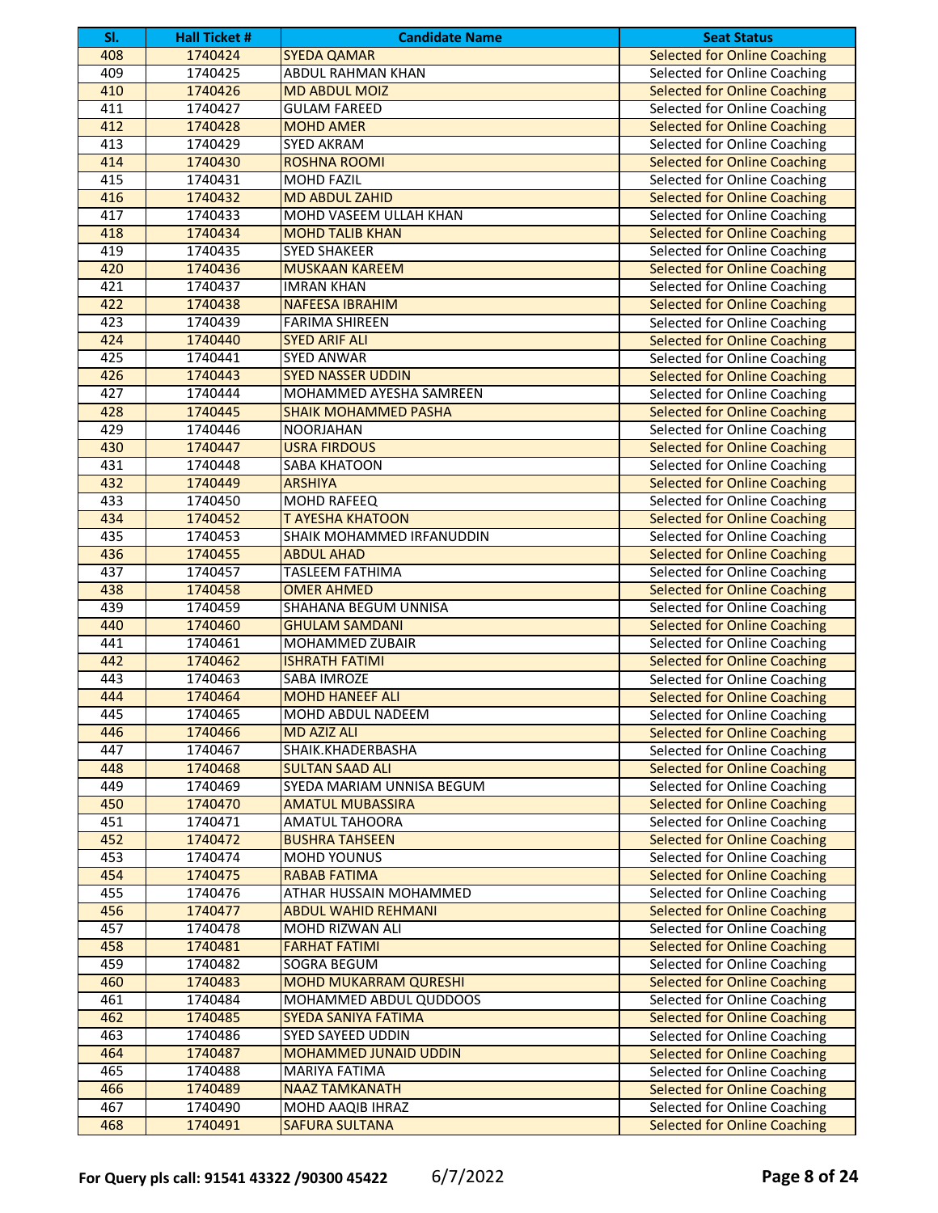| Sl. | Hall Ticket # | Candidate Name | Seat Status |
|---|---|---|---|
| 408 | 1740424 | SYEDA QAMAR | Selected for Online Coaching |
| 409 | 1740425 | ABDUL RAHMAN KHAN | Selected for Online Coaching |
| 410 | 1740426 | MD ABDUL MOIZ | Selected for Online Coaching |
| 411 | 1740427 | GULAM FAREED | Selected for Online Coaching |
| 412 | 1740428 | MOHD AMER | Selected for Online Coaching |
| 413 | 1740429 | SYED AKRAM | Selected for Online Coaching |
| 414 | 1740430 | ROSHNA ROOMI | Selected for Online Coaching |
| 415 | 1740431 | MOHD FAZIL | Selected for Online Coaching |
| 416 | 1740432 | MD ABDUL ZAHID | Selected for Online Coaching |
| 417 | 1740433 | MOHD VASEEM ULLAH KHAN | Selected for Online Coaching |
| 418 | 1740434 | MOHD TALIB KHAN | Selected for Online Coaching |
| 419 | 1740435 | SYED SHAKEER | Selected for Online Coaching |
| 420 | 1740436 | MUSKAAN KAREEM | Selected for Online Coaching |
| 421 | 1740437 | IMRAN KHAN | Selected for Online Coaching |
| 422 | 1740438 | NAFEESA IBRAHIM | Selected for Online Coaching |
| 423 | 1740439 | FARIMA SHIREEN | Selected for Online Coaching |
| 424 | 1740440 | SYED ARIF ALI | Selected for Online Coaching |
| 425 | 1740441 | SYED ANWAR | Selected for Online Coaching |
| 426 | 1740443 | SYED NASSER UDDIN | Selected for Online Coaching |
| 427 | 1740444 | MOHAMMED AYESHA SAMREEN | Selected for Online Coaching |
| 428 | 1740445 | SHAIK MOHAMMED PASHA | Selected for Online Coaching |
| 429 | 1740446 | NOORJAHAN | Selected for Online Coaching |
| 430 | 1740447 | USRA FIRDOUS | Selected for Online Coaching |
| 431 | 1740448 | SABA KHATOON | Selected for Online Coaching |
| 432 | 1740449 | ARSHIYA | Selected for Online Coaching |
| 433 | 1740450 | MOHD RAFEEQ | Selected for Online Coaching |
| 434 | 1740452 | T AYESHA KHATOON | Selected for Online Coaching |
| 435 | 1740453 | SHAIK MOHAMMED IRFANUDDIN | Selected for Online Coaching |
| 436 | 1740455 | ABDUL AHAD | Selected for Online Coaching |
| 437 | 1740457 | TASLEEM FATHIMA | Selected for Online Coaching |
| 438 | 1740458 | OMER AHMED | Selected for Online Coaching |
| 439 | 1740459 | SHAHANA BEGUM UNNISA | Selected for Online Coaching |
| 440 | 1740460 | GHULAM SAMDANI | Selected for Online Coaching |
| 441 | 1740461 | MOHAMMED ZUBAIR | Selected for Online Coaching |
| 442 | 1740462 | ISHRATH FATIMI | Selected for Online Coaching |
| 443 | 1740463 | SABA IMROZE | Selected for Online Coaching |
| 444 | 1740464 | MOHD HANEEF ALI | Selected for Online Coaching |
| 445 | 1740465 | MOHD ABDUL NADEEM | Selected for Online Coaching |
| 446 | 1740466 | MD AZIZ ALI | Selected for Online Coaching |
| 447 | 1740467 | SHAIK.KHADERBASHA | Selected for Online Coaching |
| 448 | 1740468 | SULTAN SAAD ALI | Selected for Online Coaching |
| 449 | 1740469 | SYEDA MARIAM UNNISA BEGUM | Selected for Online Coaching |
| 450 | 1740470 | AMATUL MUBASSIRA | Selected for Online Coaching |
| 451 | 1740471 | AMATUL TAHOORA | Selected for Online Coaching |
| 452 | 1740472 | BUSHRA TAHSEEN | Selected for Online Coaching |
| 453 | 1740474 | MOHD YOUNUS | Selected for Online Coaching |
| 454 | 1740475 | RABAB FATIMA | Selected for Online Coaching |
| 455 | 1740476 | ATHAR HUSSAIN MOHAMMED | Selected for Online Coaching |
| 456 | 1740477 | ABDUL WAHID REHMANI | Selected for Online Coaching |
| 457 | 1740478 | MOHD RIZWAN ALI | Selected for Online Coaching |
| 458 | 1740481 | FARHAT FATIMI | Selected for Online Coaching |
| 459 | 1740482 | SOGRA BEGUM | Selected for Online Coaching |
| 460 | 1740483 | MOHD MUKARRAM QURESHI | Selected for Online Coaching |
| 461 | 1740484 | MOHAMMED ABDUL QUDDOOS | Selected for Online Coaching |
| 462 | 1740485 | SYEDA SANIYA FATIMA | Selected for Online Coaching |
| 463 | 1740486 | SYED SAYEED UDDIN | Selected for Online Coaching |
| 464 | 1740487 | MOHAMMED JUNAID UDDIN | Selected for Online Coaching |
| 465 | 1740488 | MARIYA FATIMA | Selected for Online Coaching |
| 466 | 1740489 | NAAZ TAMKANATH | Selected for Online Coaching |
| 467 | 1740490 | MOHD AAQIB IHRAZ | Selected for Online Coaching |
| 468 | 1740491 | SAFURA SULTANA | Selected for Online Coaching |

**For Query pls call: 91541 43322 /90300 45422** 6/7/2022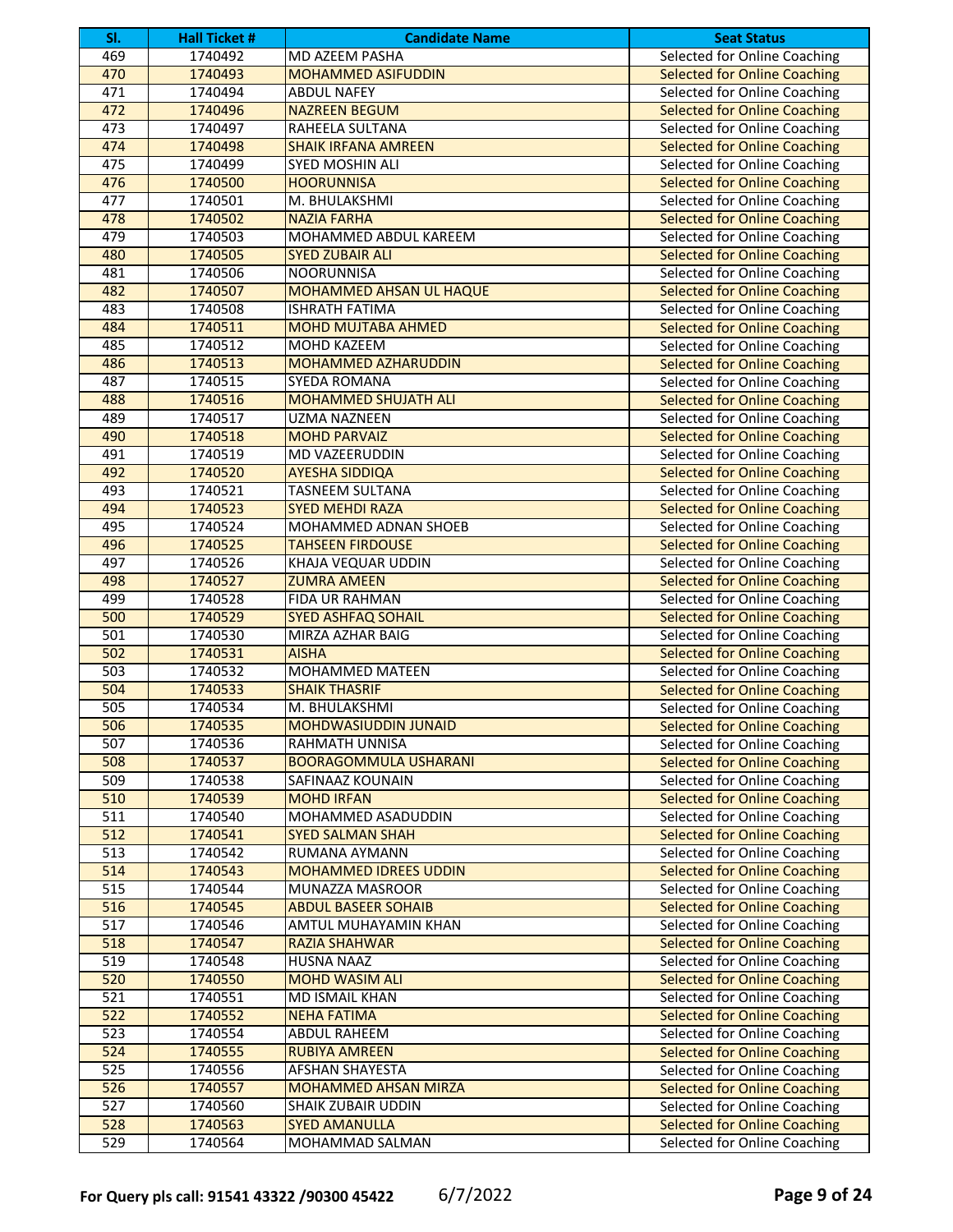| Sl. | Hall Ticket # | Candidate Name | Seat Status |
|---|---|---|---|
| 469 | 1740492 | MD AZEEM PASHA | Selected for Online Coaching |
| 470 | 1740493 | MOHAMMED ASIFUDDIN | Selected for Online Coaching |
| 471 | 1740494 | ABDUL NAFEY | Selected for Online Coaching |
| 472 | 1740496 | NAZREEN BEGUM | Selected for Online Coaching |
| 473 | 1740497 | RAHEELA SULTANA | Selected for Online Coaching |
| 474 | 1740498 | SHAIK IRFANA AMREEN | Selected for Online Coaching |
| 475 | 1740499 | SYED MOSHIN ALI | Selected for Online Coaching |
| 476 | 1740500 | HOORUNNISA | Selected for Online Coaching |
| 477 | 1740501 | M. BHULAKSHMI | Selected for Online Coaching |
| 478 | 1740502 | NAZIA FARHA | Selected for Online Coaching |
| 479 | 1740503 | MOHAMMED ABDUL KAREEM | Selected for Online Coaching |
| 480 | 1740505 | SYED ZUBAIR ALI | Selected for Online Coaching |
| 481 | 1740506 | NOORUNNISA | Selected for Online Coaching |
| 482 | 1740507 | MOHAMMED AHSAN UL HAQUE | Selected for Online Coaching |
| 483 | 1740508 | ISHRATH FATIMA | Selected for Online Coaching |
| 484 | 1740511 | MOHD MUJTABA AHMED | Selected for Online Coaching |
| 485 | 1740512 | MOHD KAZEEM | Selected for Online Coaching |
| 486 | 1740513 | MOHAMMED AZHARUDDIN | Selected for Online Coaching |
| 487 | 1740515 | SYEDA ROMANA | Selected for Online Coaching |
| 488 | 1740516 | MOHAMMED SHUJATH ALI | Selected for Online Coaching |
| 489 | 1740517 | UZMA NAZNEEN | Selected for Online Coaching |
| 490 | 1740518 | MOHD PARVAIZ | Selected for Online Coaching |
| 491 | 1740519 | MD VAZEERUDDIN | Selected for Online Coaching |
| 492 | 1740520 | AYESHA SIDDIQA | Selected for Online Coaching |
| 493 | 1740521 | TASNEEM SULTANA | Selected for Online Coaching |
| 494 | 1740523 | SYED MEHDI RAZA | Selected for Online Coaching |
| 495 | 1740524 | MOHAMMED ADNAN SHOEB | Selected for Online Coaching |
| 496 | 1740525 | TAHSEEN FIRDOUSE | Selected for Online Coaching |
| 497 | 1740526 | KHAJA VEQUAR UDDIN | Selected for Online Coaching |
| 498 | 1740527 | ZUMRA AMEEN | Selected for Online Coaching |
| 499 | 1740528 | FIDA UR RAHMAN | Selected for Online Coaching |
| 500 | 1740529 | SYED ASHFAQ SOHAIL | Selected for Online Coaching |
| 501 | 1740530 | MIRZA AZHAR BAIG | Selected for Online Coaching |
| 502 | 1740531 | AISHA | Selected for Online Coaching |
| 503 | 1740532 | MOHAMMED MATEEN | Selected for Online Coaching |
| 504 | 1740533 | SHAIK THASRIF | Selected for Online Coaching |
| 505 | 1740534 | M. BHULAKSHMI | Selected for Online Coaching |
| 506 | 1740535 | MOHDWASIUDDIN JUNAID | Selected for Online Coaching |
| 507 | 1740536 | RAHMATH UNNISA | Selected for Online Coaching |
| 508 | 1740537 | BOORAGOMMULA USHARANI | Selected for Online Coaching |
| 509 | 1740538 | SAFINAAZ KOUNAIN | Selected for Online Coaching |
| 510 | 1740539 | MOHD IRFAN | Selected for Online Coaching |
| 511 | 1740540 | MOHAMMED ASADUDDIN | Selected for Online Coaching |
| 512 | 1740541 | SYED SALMAN SHAH | Selected for Online Coaching |
| 513 | 1740542 | RUMANA AYMANN | Selected for Online Coaching |
| 514 | 1740543 | MOHAMMED IDREES UDDIN | Selected for Online Coaching |
| 515 | 1740544 | MUNAZZA MASROOR | Selected for Online Coaching |
| 516 | 1740545 | ABDUL BASEER SOHAIB | Selected for Online Coaching |
| 517 | 1740546 | AMTUL MUHAYAMIN KHAN | Selected for Online Coaching |
| 518 | 1740547 | RAZIA SHAHWAR | Selected for Online Coaching |
| 519 | 1740548 | HUSNA NAAZ | Selected for Online Coaching |
| 520 | 1740550 | MOHD WASIM ALI | Selected for Online Coaching |
| 521 | 1740551 | MD ISMAIL KHAN | Selected for Online Coaching |
| 522 | 1740552 | NEHA FATIMA | Selected for Online Coaching |
| 523 | 1740554 | ABDUL RAHEEM | Selected for Online Coaching |
| 524 | 1740555 | RUBIYA AMREEN | Selected for Online Coaching |
| 525 | 1740556 | AFSHAN SHAYESTA | Selected for Online Coaching |
| 526 | 1740557 | MOHAMMED AHSAN MIRZA | Selected for Online Coaching |
| 527 | 1740560 | SHAIK ZUBAIR UDDIN | Selected for Online Coaching |
| 528 | 1740563 | SYED AMANULLA | Selected for Online Coaching |
| 529 | 1740564 | MOHAMMAD SALMAN | Selected for Online Coaching |

**For Query pls call: 91541 43322 /90300 45422** 6/7/2022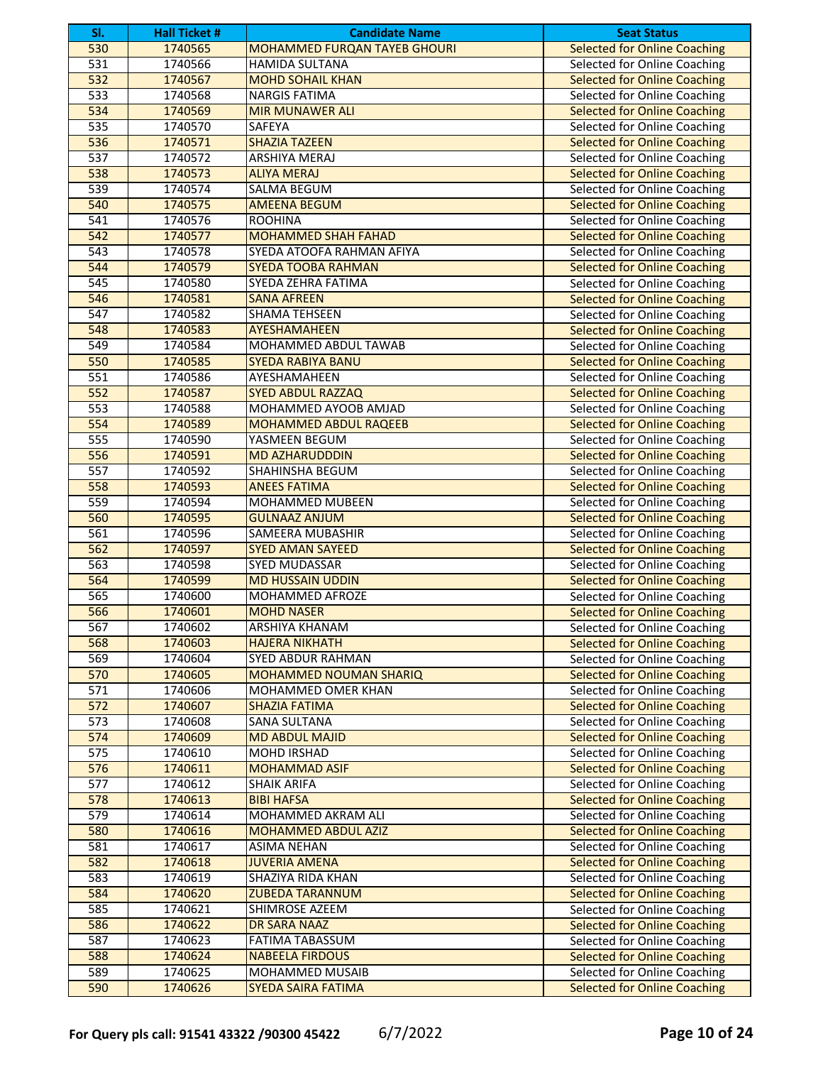| Sl. | Hall Ticket # | Candidate Name | Seat Status |
|---|---|---|---|
| 530 | 1740565 | MOHAMMED FURQAN TAYEB GHOURI | Selected for Online Coaching |
| 531 | 1740566 | HAMIDA SULTANA | Selected for Online Coaching |
| 532 | 1740567 | MOHD SOHAIL KHAN | Selected for Online Coaching |
| 533 | 1740568 | NARGIS FATIMA | Selected for Online Coaching |
| 534 | 1740569 | MIR MUNAWER ALI | Selected for Online Coaching |
| 535 | 1740570 | SAFEYA | Selected for Online Coaching |
| 536 | 1740571 | SHAZIA TAZEEN | Selected for Online Coaching |
| 537 | 1740572 | ARSHIYA MERAJ | Selected for Online Coaching |
| 538 | 1740573 | ALIYA MERAJ | Selected for Online Coaching |
| 539 | 1740574 | SALMA BEGUM | Selected for Online Coaching |
| 540 | 1740575 | AMEENA BEGUM | Selected for Online Coaching |
| 541 | 1740576 | ROOHINA | Selected for Online Coaching |
| 542 | 1740577 | MOHAMMED SHAH FAHAD | Selected for Online Coaching |
| 543 | 1740578 | SYEDA ATOOFA RAHMAN AFIYA | Selected for Online Coaching |
| 544 | 1740579 | SYEDA TOOBA RAHMAN | Selected for Online Coaching |
| 545 | 1740580 | SYEDA ZEHRA FATIMA | Selected for Online Coaching |
| 546 | 1740581 | SANA AFREEN | Selected for Online Coaching |
| 547 | 1740582 | SHAMA TEHSEEN | Selected for Online Coaching |
| 548 | 1740583 | AYESHAMAHEEN | Selected for Online Coaching |
| 549 | 1740584 | MOHAMMED ABDUL TAWAB | Selected for Online Coaching |
| 550 | 1740585 | SYEDA RABIYA BANU | Selected for Online Coaching |
| 551 | 1740586 | AYESHAMAHEEN | Selected for Online Coaching |
| 552 | 1740587 | SYED ABDUL RAZZAQ | Selected for Online Coaching |
| 553 | 1740588 | MOHAMMED AYOOB AMJAD | Selected for Online Coaching |
| 554 | 1740589 | MOHAMMED ABDUL RAQEEB | Selected for Online Coaching |
| 555 | 1740590 | YASMEEN BEGUM | Selected for Online Coaching |
| 556 | 1740591 | MD AZHARUDDDIN | Selected for Online Coaching |
| 557 | 1740592 | SHAHINSHA BEGUM | Selected for Online Coaching |
| 558 | 1740593 | ANEES FATIMA | Selected for Online Coaching |
| 559 | 1740594 | MOHAMMED MUBEEN | Selected for Online Coaching |
| 560 | 1740595 | GULNAAZ ANJUM | Selected for Online Coaching |
| 561 | 1740596 | SAMEERA MUBASHIR | Selected for Online Coaching |
| 562 | 1740597 | SYED AMAN SAYEED | Selected for Online Coaching |
| 563 | 1740598 | SYED MUDASSAR | Selected for Online Coaching |
| 564 | 1740599 | MD HUSSAIN UDDIN | Selected for Online Coaching |
| 565 | 1740600 | MOHAMMED AFROZE | Selected for Online Coaching |
| 566 | 1740601 | MOHD NASER | Selected for Online Coaching |
| 567 | 1740602 | ARSHIYA KHANAM | Selected for Online Coaching |
| 568 | 1740603 | HAJERA NIKHATH | Selected for Online Coaching |
| 569 | 1740604 | SYED ABDUR RAHMAN | Selected for Online Coaching |
| 570 | 1740605 | MOHAMMED NOUMAN SHARIQ | Selected for Online Coaching |
| 571 | 1740606 | MOHAMMED OMER KHAN | Selected for Online Coaching |
| 572 | 1740607 | SHAZIA FATIMA | Selected for Online Coaching |
| 573 | 1740608 | SANA SULTANA | Selected for Online Coaching |
| 574 | 1740609 | MD ABDUL MAJID | Selected for Online Coaching |
| 575 | 1740610 | MOHD IRSHAD | Selected for Online Coaching |
| 576 | 1740611 | MOHAMMAD ASIF | Selected for Online Coaching |
| 577 | 1740612 | SHAIK ARIFA | Selected for Online Coaching |
| 578 | 1740613 | BIBI HAFSA | Selected for Online Coaching |
| 579 | 1740614 | MOHAMMED AKRAM ALI | Selected for Online Coaching |
| 580 | 1740616 | MOHAMMED ABDUL AZIZ | Selected for Online Coaching |
| 581 | 1740617 | ASIMA NEHAN | Selected for Online Coaching |
| 582 | 1740618 | JUVERIA AMENA | Selected for Online Coaching |
| 583 | 1740619 | SHAZIYA RIDA KHAN | Selected for Online Coaching |
| 584 | 1740620 | ZUBEDA TARANNUM | Selected for Online Coaching |
| 585 | 1740621 | SHIMROSE AZEEM | Selected for Online Coaching |
| 586 | 1740622 | DR SARA NAAZ | Selected for Online Coaching |
| 587 | 1740623 | FATIMA TABASSUM | Selected for Online Coaching |
| 588 | 1740624 | NABEELA FIRDOUS | Selected for Online Coaching |
| 589 | 1740625 | MOHAMMED MUSAIB | Selected for Online Coaching |
| 590 | 1740626 | SYEDA SAIRA FATIMA | Selected for Online Coaching |

**For Query pls call: 91541 43322 /90300 45422** 6/7/2022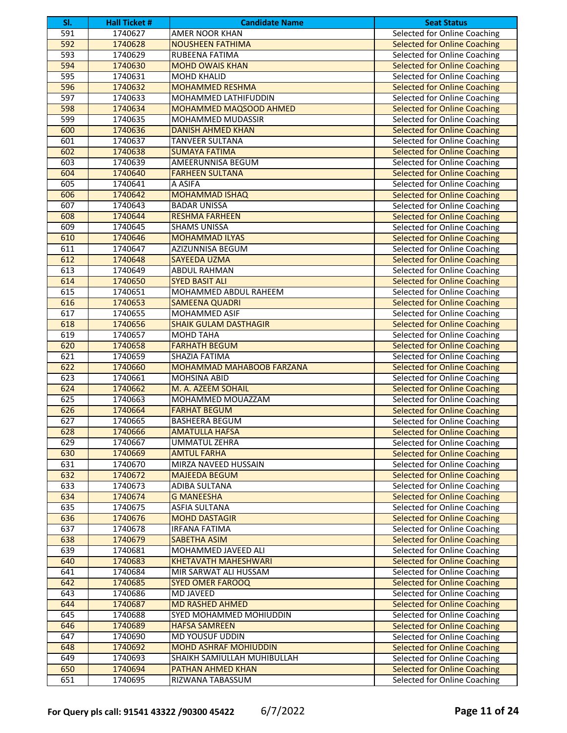| Sl. | Hall Ticket # | Candidate Name | Seat Status |
|---|---|---|---|
| 591 | 1740627 | AMER NOOR KHAN | Selected for Online Coaching |
| 592 | 1740628 | NOUSHEEN FATHIMA | Selected for Online Coaching |
| 593 | 1740629 | RUBEENA FATIMA | Selected for Online Coaching |
| 594 | 1740630 | MOHD OWAIS KHAN | Selected for Online Coaching |
| 595 | 1740631 | MOHD KHALID | Selected for Online Coaching |
| 596 | 1740632 | MOHAMMED RESHMA | Selected for Online Coaching |
| 597 | 1740633 | MOHAMMED LATHIFUDDIN | Selected for Online Coaching |
| 598 | 1740634 | MOHAMMED MAQSOOD AHMED | Selected for Online Coaching |
| 599 | 1740635 | MOHAMMED MUDASSIR | Selected for Online Coaching |
| 600 | 1740636 | DANISH AHMED KHAN | Selected for Online Coaching |
| 601 | 1740637 | TANVEER SULTANA | Selected for Online Coaching |
| 602 | 1740638 | SUMAYA FATIMA | Selected for Online Coaching |
| 603 | 1740639 | AMEERUNNISA BEGUM | Selected for Online Coaching |
| 604 | 1740640 | FARHEEN SULTANA | Selected for Online Coaching |
| 605 | 1740641 | A ASIFA | Selected for Online Coaching |
| 606 | 1740642 | MOHAMMAD ISHAQ | Selected for Online Coaching |
| 607 | 1740643 | BADAR UNISSA | Selected for Online Coaching |
| 608 | 1740644 | RESHMA FARHEEN | Selected for Online Coaching |
| 609 | 1740645 | SHAMS UNISSA | Selected for Online Coaching |
| 610 | 1740646 | MOHAMMAD ILYAS | Selected for Online Coaching |
| 611 | 1740647 | AZIZUNNISA BEGUM | Selected for Online Coaching |
| 612 | 1740648 | SAYEEDA UZMA | Selected for Online Coaching |
| 613 | 1740649 | ABDUL RAHMAN | Selected for Online Coaching |
| 614 | 1740650 | SYED BASIT ALI | Selected for Online Coaching |
| 615 | 1740651 | MOHAMMED ABDUL RAHEEM | Selected for Online Coaching |
| 616 | 1740653 | SAMEENA QUADRI | Selected for Online Coaching |
| 617 | 1740655 | MOHAMMED ASIF | Selected for Online Coaching |
| 618 | 1740656 | SHAIK GULAM DASTHAGIR | Selected for Online Coaching |
| 619 | 1740657 | MOHD TAHA | Selected for Online Coaching |
| 620 | 1740658 | FARHATH BEGUM | Selected for Online Coaching |
| 621 | 1740659 | SHAZIA FATIMA | Selected for Online Coaching |
| 622 | 1740660 | MOHAMMAD MAHABOOB FARZANA | Selected for Online Coaching |
| 623 | 1740661 | MOHSINA ABID | Selected for Online Coaching |
| 624 | 1740662 | M. A. AZEEM SOHAIL | Selected for Online Coaching |
| 625 | 1740663 | MOHAMMED MOUAZZAM | Selected for Online Coaching |
| 626 | 1740664 | FARHAT BEGUM | Selected for Online Coaching |
| 627 | 1740665 | BASHEERA BEGUM | Selected for Online Coaching |
| 628 | 1740666 | AMATULLA HAFSA | Selected for Online Coaching |
| 629 | 1740667 | UMMATUL ZEHRA | Selected for Online Coaching |
| 630 | 1740669 | AMTUL FARHA | Selected for Online Coaching |
| 631 | 1740670 | MIRZA NAVEED HUSSAIN | Selected for Online Coaching |
| 632 | 1740672 | MAJEEDA BEGUM | Selected for Online Coaching |
| 633 | 1740673 | ADIBA SULTANA | Selected for Online Coaching |
| 634 | 1740674 | G MANEESHA | Selected for Online Coaching |
| 635 | 1740675 | ASFIA SULTANA | Selected for Online Coaching |
| 636 | 1740676 | MOHD DASTAGIR | Selected for Online Coaching |
| 637 | 1740678 | IRFANA FATIMA | Selected for Online Coaching |
| 638 | 1740679 | SABETHA ASIM | Selected for Online Coaching |
| 639 | 1740681 | MOHAMMED JAVEED ALI | Selected for Online Coaching |
| 640 | 1740683 | KHETAVATH MAHESHWARI | Selected for Online Coaching |
| 641 | 1740684 | MIR SARWAT ALI HUSSAM | Selected for Online Coaching |
| 642 | 1740685 | SYED OMER FAROOQ | Selected for Online Coaching |
| 643 | 1740686 | MD JAVEED | Selected for Online Coaching |
| 644 | 1740687 | MD RASHED AHMED | Selected for Online Coaching |
| 645 | 1740688 | SYED MOHAMMED MOHIUDDIN | Selected for Online Coaching |
| 646 | 1740689 | HAFSA SAMREEN | Selected for Online Coaching |
| 647 | 1740690 | MD YOUSUF UDDIN | Selected for Online Coaching |
| 648 | 1740692 | MOHD ASHRAF MOHIUDDIN | Selected for Online Coaching |
| 649 | 1740693 | SHAIKH SAMIULLAH MUHIBULLAH | Selected for Online Coaching |
| 650 | 1740694 | PATHAN AHMED KHAN | Selected for Online Coaching |
| 651 | 1740695 | RIZWANA TABASSUM | Selected for Online Coaching |

**For Query pls call: 91541 43322 /90300 45422** 6/7/2022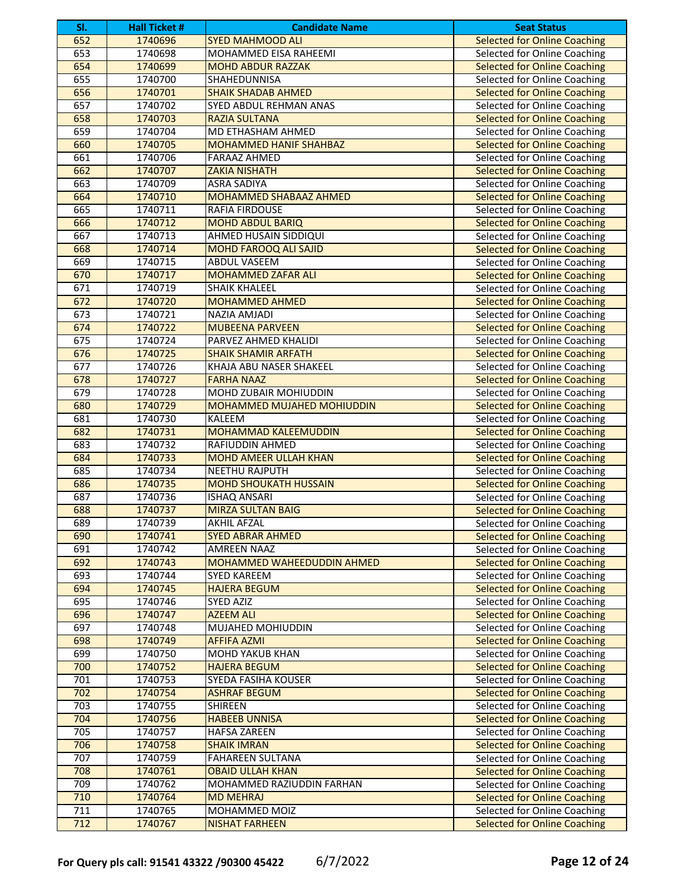| Sl. | Hall Ticket # | Candidate Name | Seat Status |
|---|---|---|---|
| 652 | 1740696 | SYED MAHMOOD ALI | Selected for Online Coaching |
| 653 | 1740698 | MOHAMMED EISA RAHEEMI | Selected for Online Coaching |
| 654 | 1740699 | MOHD ABDUR RAZZAK | Selected for Online Coaching |
| 655 | 1740700 | SHAHEDUNNISA | Selected for Online Coaching |
| 656 | 1740701 | SHAIK SHADAB AHMED | Selected for Online Coaching |
| 657 | 1740702 | SYED ABDUL REHMAN ANAS | Selected for Online Coaching |
| 658 | 1740703 | RAZIA SULTANA | Selected for Online Coaching |
| 659 | 1740704 | MD ETHASHAM AHMED | Selected for Online Coaching |
| 660 | 1740705 | MOHAMMED HANIF SHAHBAZ | Selected for Online Coaching |
| 661 | 1740706 | FARAAZ AHMED | Selected for Online Coaching |
| 662 | 1740707 | ZAKIA NISHATH | Selected for Online Coaching |
| 663 | 1740709 | ASRA SADIYA | Selected for Online Coaching |
| 664 | 1740710 | MOHAMMED SHABAAZ AHMED | Selected for Online Coaching |
| 665 | 1740711 | RAFIA FIRDOUSE | Selected for Online Coaching |
| 666 | 1740712 | MOHD ABDUL BARIQ | Selected for Online Coaching |
| 667 | 1740713 | AHMED HUSAIN SIDDIQUI | Selected for Online Coaching |
| 668 | 1740714 | MOHD FAROOQ ALI SAJID | Selected for Online Coaching |
| 669 | 1740715 | ABDUL VASEEM | Selected for Online Coaching |
| 670 | 1740717 | MOHAMMED ZAFAR ALI | Selected for Online Coaching |
| 671 | 1740719 | SHAIK KHALEEL | Selected for Online Coaching |
| 672 | 1740720 | MOHAMMED AHMED | Selected for Online Coaching |
| 673 | 1740721 | NAZIA AMJADI | Selected for Online Coaching |
| 674 | 1740722 | MUBEENA PARVEEN | Selected for Online Coaching |
| 675 | 1740724 | PARVEZ AHMED KHALIDI | Selected for Online Coaching |
| 676 | 1740725 | SHAIK SHAMIR ARFATH | Selected for Online Coaching |
| 677 | 1740726 | KHAJA ABU NASER SHAKEEL | Selected for Online Coaching |
| 678 | 1740727 | FARHA NAAZ | Selected for Online Coaching |
| 679 | 1740728 | MOHD ZUBAIR MOHIUDDIN | Selected for Online Coaching |
| 680 | 1740729 | MOHAMMED MUJAHED MOHIUDDIN | Selected for Online Coaching |
| 681 | 1740730 | KALEEM | Selected for Online Coaching |
| 682 | 1740731 | MOHAMMAD KALEEMUDDIN | Selected for Online Coaching |
| 683 | 1740732 | RAFIUDDIN AHMED | Selected for Online Coaching |
| 684 | 1740733 | MOHD AMEER ULLAH KHAN | Selected for Online Coaching |
| 685 | 1740734 | NEETHU RAJPUTH | Selected for Online Coaching |
| 686 | 1740735 | MOHD SHOUKATH HUSSAIN | Selected for Online Coaching |
| 687 | 1740736 | ISHAQ ANSARI | Selected for Online Coaching |
| 688 | 1740737 | MIRZA SULTAN BAIG | Selected for Online Coaching |
| 689 | 1740739 | AKHIL AFZAL | Selected for Online Coaching |
| 690 | 1740741 | SYED ABRAR AHMED | Selected for Online Coaching |
| 691 | 1740742 | AMREEN NAAZ | Selected for Online Coaching |
| 692 | 1740743 | MOHAMMED WAHEEDUDDIN AHMED | Selected for Online Coaching |
| 693 | 1740744 | SYED KAREEM | Selected for Online Coaching |
| 694 | 1740745 | HAJERA BEGUM | Selected for Online Coaching |
| 695 | 1740746 | SYED AZIZ | Selected for Online Coaching |
| 696 | 1740747 | AZEEM ALI | Selected for Online Coaching |
| 697 | 1740748 | MUJAHED MOHIUDDIN | Selected for Online Coaching |
| 698 | 1740749 | AFFIFA AZMI | Selected for Online Coaching |
| 699 | 1740750 | MOHD YAKUB KHAN | Selected for Online Coaching |
| 700 | 1740752 | HAJERA BEGUM | Selected for Online Coaching |
| 701 | 1740753 | SYEDA FASIHA KOUSER | Selected for Online Coaching |
| 702 | 1740754 | ASHRAF BEGUM | Selected for Online Coaching |
| 703 | 1740755 | SHIREEN | Selected for Online Coaching |
| 704 | 1740756 | HABEEB UNNISA | Selected for Online Coaching |
| 705 | 1740757 | HAFSA ZAREEN | Selected for Online Coaching |
| 706 | 1740758 | SHAIK IMRAN | Selected for Online Coaching |
| 707 | 1740759 | FAHAREEN SULTANA | Selected for Online Coaching |
| 708 | 1740761 | OBAID ULLAH KHAN | Selected for Online Coaching |
| 709 | 1740762 | MOHAMMED RAZIUDDIN FARHAN | Selected for Online Coaching |
| 710 | 1740764 | MD MEHRAJ | Selected for Online Coaching |
| 711 | 1740765 | MOHAMMED MOIZ | Selected for Online Coaching |
| 712 | 1740767 | NISHAT FARHEEN | Selected for Online Coaching |

**For Query pls call: 91541 43322 /90300 45422** 6/7/2022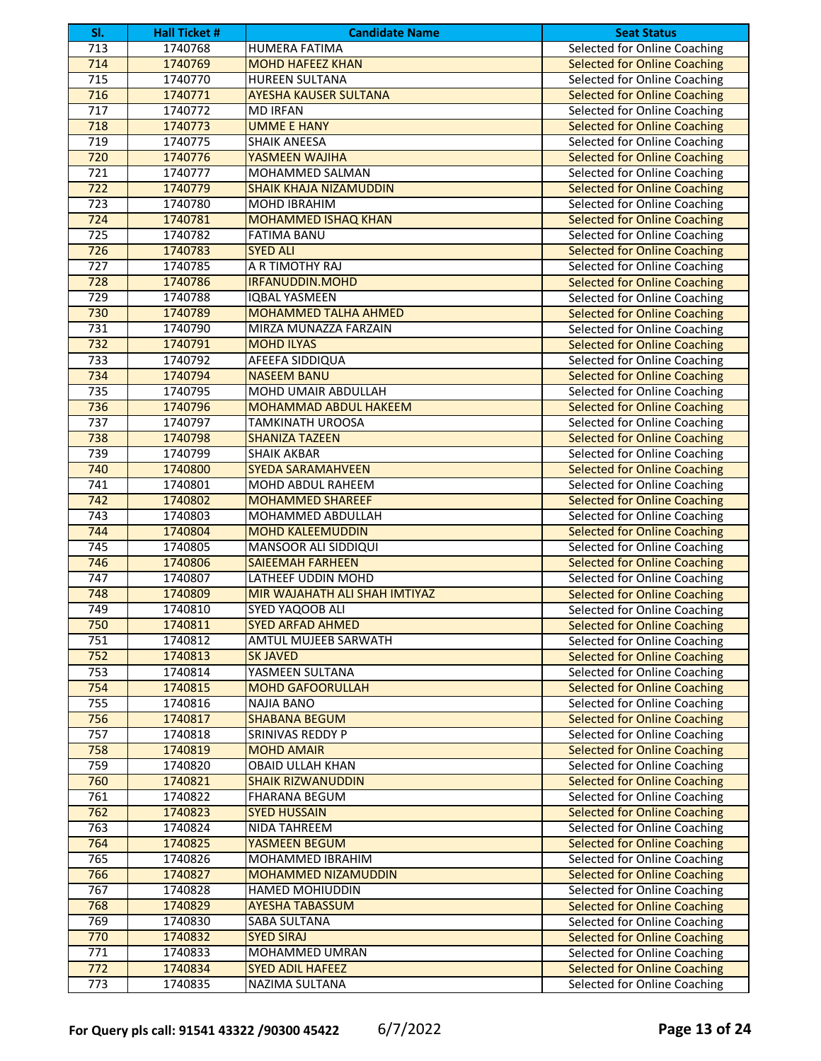| Sl. | Hall Ticket # | Candidate Name | Seat Status |
|---|---|---|---|
| 713 | 1740768 | HUMERA FATIMA | Selected for Online Coaching |
| 714 | 1740769 | MOHD HAFEEZ KHAN | Selected for Online Coaching |
| 715 | 1740770 | HUREEN SULTANA | Selected for Online Coaching |
| 716 | 1740771 | AYESHA KAUSER SULTANA | Selected for Online Coaching |
| 717 | 1740772 | MD IRFAN | Selected for Online Coaching |
| 718 | 1740773 | UMME E HANY | Selected for Online Coaching |
| 719 | 1740775 | SHAIK ANEESA | Selected for Online Coaching |
| 720 | 1740776 | YASMEEN WAJIHA | Selected for Online Coaching |
| 721 | 1740777 | MOHAMMED SALMAN | Selected for Online Coaching |
| 722 | 1740779 | SHAIK KHAJA NIZAMUDDIN | Selected for Online Coaching |
| 723 | 1740780 | MOHD IBRAHIM | Selected for Online Coaching |
| 724 | 1740781 | MOHAMMED ISHAQ KHAN | Selected for Online Coaching |
| 725 | 1740782 | FATIMA BANU | Selected for Online Coaching |
| 726 | 1740783 | SYED ALI | Selected for Online Coaching |
| 727 | 1740785 | A R TIMOTHY RAJ | Selected for Online Coaching |
| 728 | 1740786 | IRFANUDDIN.MOHD | Selected for Online Coaching |
| 729 | 1740788 | IQBAL YASMEEN | Selected for Online Coaching |
| 730 | 1740789 | MOHAMMED TALHA AHMED | Selected for Online Coaching |
| 731 | 1740790 | MIRZA MUNAZZA FARZAIN | Selected for Online Coaching |
| 732 | 1740791 | MOHD ILYAS | Selected for Online Coaching |
| 733 | 1740792 | AFEEFA SIDDIQUA | Selected for Online Coaching |
| 734 | 1740794 | NASEEM BANU | Selected for Online Coaching |
| 735 | 1740795 | MOHD UMAIR ABDULLAH | Selected for Online Coaching |
| 736 | 1740796 | MOHAMMAD ABDUL HAKEEM | Selected for Online Coaching |
| 737 | 1740797 | TAMKINATH UROOSA | Selected for Online Coaching |
| 738 | 1740798 | SHANIZA TAZEEN | Selected for Online Coaching |
| 739 | 1740799 | SHAIK AKBAR | Selected for Online Coaching |
| 740 | 1740800 | SYEDA SARAMAHVEEN | Selected for Online Coaching |
| 741 | 1740801 | MOHD ABDUL RAHEEM | Selected for Online Coaching |
| 742 | 1740802 | MOHAMMED SHAREEF | Selected for Online Coaching |
| 743 | 1740803 | MOHAMMED ABDULLAH | Selected for Online Coaching |
| 744 | 1740804 | MOHD KALEEMUDDIN | Selected for Online Coaching |
| 745 | 1740805 | MANSOOR ALI SIDDIQUI | Selected for Online Coaching |
| 746 | 1740806 | SAIEEMAH FARHEEN | Selected for Online Coaching |
| 747 | 1740807 | LATHEEF UDDIN MOHD | Selected for Online Coaching |
| 748 | 1740809 | MIR WAJAHATH ALI SHAH IMTIYAZ | Selected for Online Coaching |
| 749 | 1740810 | SYED YAQOOB ALI | Selected for Online Coaching |
| 750 | 1740811 | SYED ARFAD AHMED | Selected for Online Coaching |
| 751 | 1740812 | AMTUL MUJEEB SARWATH | Selected for Online Coaching |
| 752 | 1740813 | SK JAVED | Selected for Online Coaching |
| 753 | 1740814 | YASMEEN SULTANA | Selected for Online Coaching |
| 754 | 1740815 | MOHD GAFOORULLAH | Selected for Online Coaching |
| 755 | 1740816 | NAJIA BANO | Selected for Online Coaching |
| 756 | 1740817 | SHABANA BEGUM | Selected for Online Coaching |
| 757 | 1740818 | SRINIVAS REDDY P | Selected for Online Coaching |
| 758 | 1740819 | MOHD AMAIR | Selected for Online Coaching |
| 759 | 1740820 | OBAID ULLAH KHAN | Selected for Online Coaching |
| 760 | 1740821 | SHAIK RIZWANUDDIN | Selected for Online Coaching |
| 761 | 1740822 | FHARANA BEGUM | Selected for Online Coaching |
| 762 | 1740823 | SYED HUSSAIN | Selected for Online Coaching |
| 763 | 1740824 | NIDA TAHREEM | Selected for Online Coaching |
| 764 | 1740825 | YASMEEN BEGUM | Selected for Online Coaching |
| 765 | 1740826 | MOHAMMED IBRAHIM | Selected for Online Coaching |
| 766 | 1740827 | MOHAMMED NIZAMUDDIN | Selected for Online Coaching |
| 767 | 1740828 | HAMED MOHIUDDIN | Selected for Online Coaching |
| 768 | 1740829 | AYESHA TABASSUM | Selected for Online Coaching |
| 769 | 1740830 | SABA SULTANA | Selected for Online Coaching |
| 770 | 1740832 | SYED SIRAJ | Selected for Online Coaching |
| 771 | 1740833 | MOHAMMED UMRAN | Selected for Online Coaching |
| 772 | 1740834 | SYED ADIL HAFEEZ | Selected for Online Coaching |
| 773 | 1740835 | NAZIMA SULTANA | Selected for Online Coaching |

**For Query pls call: 91541 43322 /90300 45422** 6/7/2022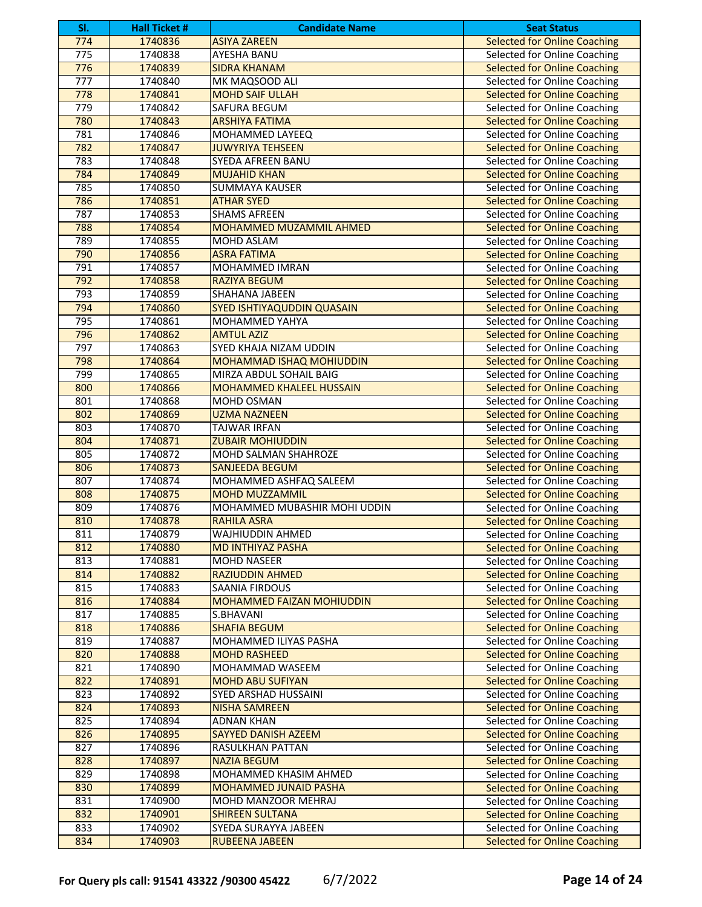| Sl. | Hall Ticket # | Candidate Name | Seat Status |
|---|---|---|---|
| 774 | 1740836 | ASIYA ZAREEN | Selected for Online Coaching |
| 775 | 1740838 | AYESHA BANU | Selected for Online Coaching |
| 776 | 1740839 | SIDRA KHANAM | Selected for Online Coaching |
| 777 | 1740840 | MK MAQSOOD ALI | Selected for Online Coaching |
| 778 | 1740841 | MOHD SAIF ULLAH | Selected for Online Coaching |
| 779 | 1740842 | SAFURA BEGUM | Selected for Online Coaching |
| 780 | 1740843 | ARSHIYA FATIMA | Selected for Online Coaching |
| 781 | 1740846 | MOHAMMED LAYEEQ | Selected for Online Coaching |
| 782 | 1740847 | JUWYRIYA TEHSEEN | Selected for Online Coaching |
| 783 | 1740848 | SYEDA AFREEN BANU | Selected for Online Coaching |
| 784 | 1740849 | MUJAHID KHAN | Selected for Online Coaching |
| 785 | 1740850 | SUMMAYA KAUSER | Selected for Online Coaching |
| 786 | 1740851 | ATHAR SYED | Selected for Online Coaching |
| 787 | 1740853 | SHAMS AFREEN | Selected for Online Coaching |
| 788 | 1740854 | MOHAMMED MUZAMMIL AHMED | Selected for Online Coaching |
| 789 | 1740855 | MOHD ASLAM | Selected for Online Coaching |
| 790 | 1740856 | ASRA FATIMA | Selected for Online Coaching |
| 791 | 1740857 | MOHAMMED IMRAN | Selected for Online Coaching |
| 792 | 1740858 | RAZIYA BEGUM | Selected for Online Coaching |
| 793 | 1740859 | SHAHANA JABEEN | Selected for Online Coaching |
| 794 | 1740860 | SYED ISHTIYAQUDDIN QUASAIN | Selected for Online Coaching |
| 795 | 1740861 | MOHAMMED YAHYA | Selected for Online Coaching |
| 796 | 1740862 | AMTUL AZIZ | Selected for Online Coaching |
| 797 | 1740863 | SYED KHAJA NIZAM UDDIN | Selected for Online Coaching |
| 798 | 1740864 | MOHAMMAD ISHAQ MOHIUDDIN | Selected for Online Coaching |
| 799 | 1740865 | MIRZA ABDUL SOHAIL BAIG | Selected for Online Coaching |
| 800 | 1740866 | MOHAMMED KHALEEL HUSSAIN | Selected for Online Coaching |
| 801 | 1740868 | MOHD OSMAN | Selected for Online Coaching |
| 802 | 1740869 | UZMA NAZNEEN | Selected for Online Coaching |
| 803 | 1740870 | TAJWAR IRFAN | Selected for Online Coaching |
| 804 | 1740871 | ZUBAIR MOHIUDDIN | Selected for Online Coaching |
| 805 | 1740872 | MOHD SALMAN SHAHROZE | Selected for Online Coaching |
| 806 | 1740873 | SANJEEDA BEGUM | Selected for Online Coaching |
| 807 | 1740874 | MOHAMMED ASHFAQ SALEEM | Selected for Online Coaching |
| 808 | 1740875 | MOHD MUZZAMMIL | Selected for Online Coaching |
| 809 | 1740876 | MOHAMMED MUBASHIR MOHI UDDIN | Selected for Online Coaching |
| 810 | 1740878 | RAHILA ASRA | Selected for Online Coaching |
| 811 | 1740879 | WAJHIUDDIN AHMED | Selected for Online Coaching |
| 812 | 1740880 | MD INTHIYAZ PASHA | Selected for Online Coaching |
| 813 | 1740881 | MOHD NASEER | Selected for Online Coaching |
| 814 | 1740882 | RAZIUDDIN AHMED | Selected for Online Coaching |
| 815 | 1740883 | SAANIA FIRDOUS | Selected for Online Coaching |
| 816 | 1740884 | MOHAMMED FAIZAN MOHIUDDIN | Selected for Online Coaching |
| 817 | 1740885 | S.BHAVANI | Selected for Online Coaching |
| 818 | 1740886 | SHAFIA BEGUM | Selected for Online Coaching |
| 819 | 1740887 | MOHAMMED ILIYAS PASHA | Selected for Online Coaching |
| 820 | 1740888 | MOHD RASHEED | Selected for Online Coaching |
| 821 | 1740890 | MOHAMMAD WASEEM | Selected for Online Coaching |
| 822 | 1740891 | MOHD ABU SUFIYAN | Selected for Online Coaching |
| 823 | 1740892 | SYED ARSHAD HUSSAINI | Selected for Online Coaching |
| 824 | 1740893 | NISHA SAMREEN | Selected for Online Coaching |
| 825 | 1740894 | ADNAN KHAN | Selected for Online Coaching |
| 826 | 1740895 | SAYYED DANISH AZEEM | Selected for Online Coaching |
| 827 | 1740896 | RASULKHAN PATTAN | Selected for Online Coaching |
| 828 | 1740897 | NAZIA BEGUM | Selected for Online Coaching |
| 829 | 1740898 | MOHAMMED KHASIM AHMED | Selected for Online Coaching |
| 830 | 1740899 | MOHAMMED JUNAID PASHA | Selected for Online Coaching |
| 831 | 1740900 | MOHD MANZOOR MEHRAJ | Selected for Online Coaching |
| 832 | 1740901 | SHIREEN SULTANA | Selected for Online Coaching |
| 833 | 1740902 | SYEDA SURAYYA JABEEN | Selected for Online Coaching |
| 834 | 1740903 | RUBEENA JABEEN | Selected for Online Coaching |

**For Query pls call: 91541 43322 /90300 45422** 6/7/2022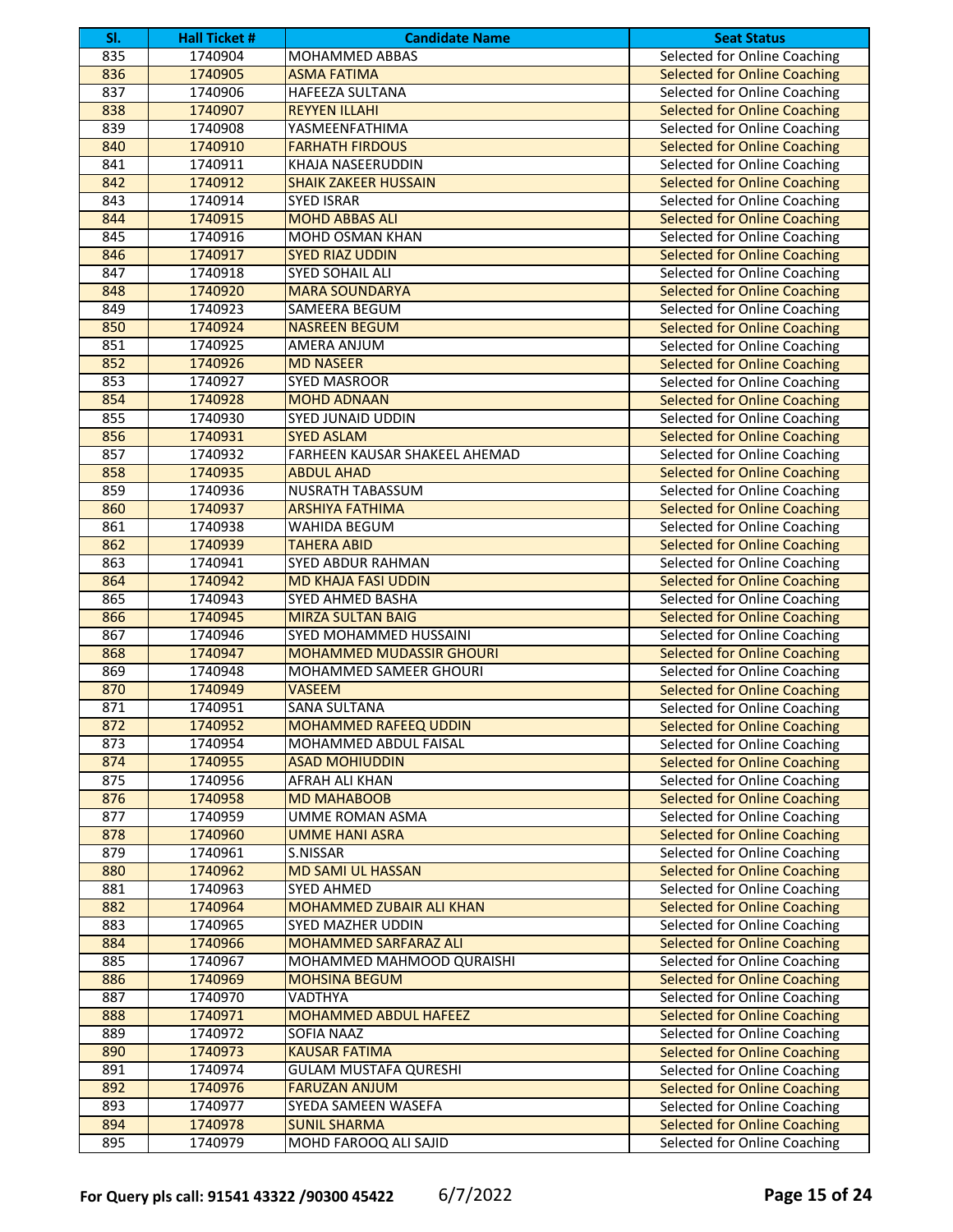| Sl. | Hall Ticket # | Candidate Name | Seat Status |
|---|---|---|---|
| 835 | 1740904 | MOHAMMED ABBAS | Selected for Online Coaching |
| 836 | 1740905 | ASMA FATIMA | Selected for Online Coaching |
| 837 | 1740906 | HAFEEZA SULTANA | Selected for Online Coaching |
| 838 | 1740907 | REYYEN ILLAHI | Selected for Online Coaching |
| 839 | 1740908 | YASMEENFATHIMA | Selected for Online Coaching |
| 840 | 1740910 | FARHATH FIRDOUS | Selected for Online Coaching |
| 841 | 1740911 | KHAJA NASEERUDDIN | Selected for Online Coaching |
| 842 | 1740912 | SHAIK ZAKEER HUSSAIN | Selected for Online Coaching |
| 843 | 1740914 | SYED ISRAR | Selected for Online Coaching |
| 844 | 1740915 | MOHD ABBAS ALI | Selected for Online Coaching |
| 845 | 1740916 | MOHD OSMAN KHAN | Selected for Online Coaching |
| 846 | 1740917 | SYED RIAZ UDDIN | Selected for Online Coaching |
| 847 | 1740918 | SYED SOHAIL ALI | Selected for Online Coaching |
| 848 | 1740920 | MARA SOUNDARYA | Selected for Online Coaching |
| 849 | 1740923 | SAMEERA BEGUM | Selected for Online Coaching |
| 850 | 1740924 | NASREEN BEGUM | Selected for Online Coaching |
| 851 | 1740925 | AMERA ANJUM | Selected for Online Coaching |
| 852 | 1740926 | MD NASEER | Selected for Online Coaching |
| 853 | 1740927 | SYED MASROOR | Selected for Online Coaching |
| 854 | 1740928 | MOHD ADNAAN | Selected for Online Coaching |
| 855 | 1740930 | SYED JUNAID UDDIN | Selected for Online Coaching |
| 856 | 1740931 | SYED ASLAM | Selected for Online Coaching |
| 857 | 1740932 | FARHEEN KAUSAR SHAKEEL AHEMAD | Selected for Online Coaching |
| 858 | 1740935 | ABDUL AHAD | Selected for Online Coaching |
| 859 | 1740936 | NUSRATH TABASSUM | Selected for Online Coaching |
| 860 | 1740937 | ARSHIYA FATHIMA | Selected for Online Coaching |
| 861 | 1740938 | WAHIDA BEGUM | Selected for Online Coaching |
| 862 | 1740939 | TAHERA ABID | Selected for Online Coaching |
| 863 | 1740941 | SYED ABDUR RAHMAN | Selected for Online Coaching |
| 864 | 1740942 | MD KHAJA FASI UDDIN | Selected for Online Coaching |
| 865 | 1740943 | SYED AHMED BASHA | Selected for Online Coaching |
| 866 | 1740945 | MIRZA SULTAN BAIG | Selected for Online Coaching |
| 867 | 1740946 | SYED MOHAMMED HUSSAINI | Selected for Online Coaching |
| 868 | 1740947 | MOHAMMED MUDASSIR GHOURI | Selected for Online Coaching |
| 869 | 1740948 | MOHAMMED SAMEER GHOURI | Selected for Online Coaching |
| 870 | 1740949 | VASEEM | Selected for Online Coaching |
| 871 | 1740951 | SANA SULTANA | Selected for Online Coaching |
| 872 | 1740952 | MOHAMMED RAFEEQ UDDIN | Selected for Online Coaching |
| 873 | 1740954 | MOHAMMED ABDUL FAISAL | Selected for Online Coaching |
| 874 | 1740955 | ASAD MOHIUDDIN | Selected for Online Coaching |
| 875 | 1740956 | AFRAH ALI KHAN | Selected for Online Coaching |
| 876 | 1740958 | MD MAHABOOB | Selected for Online Coaching |
| 877 | 1740959 | UMME ROMAN ASMA | Selected for Online Coaching |
| 878 | 1740960 | UMME HANI ASRA | Selected for Online Coaching |
| 879 | 1740961 | S.NISSAR | Selected for Online Coaching |
| 880 | 1740962 | MD SAMI UL HASSAN | Selected for Online Coaching |
| 881 | 1740963 | SYED AHMED | Selected for Online Coaching |
| 882 | 1740964 | MOHAMMED ZUBAIR ALI KHAN | Selected for Online Coaching |
| 883 | 1740965 | SYED MAZHER UDDIN | Selected for Online Coaching |
| 884 | 1740966 | MOHAMMED SARFARAZ ALI | Selected for Online Coaching |
| 885 | 1740967 | MOHAMMED MAHMOOD QURAISHI | Selected for Online Coaching |
| 886 | 1740969 | MOHSINA BEGUM | Selected for Online Coaching |
| 887 | 1740970 | VADTHYA | Selected for Online Coaching |
| 888 | 1740971 | MOHAMMED ABDUL HAFEEZ | Selected for Online Coaching |
| 889 | 1740972 | SOFIA NAAZ | Selected for Online Coaching |
| 890 | 1740973 | KAUSAR FATIMA | Selected for Online Coaching |
| 891 | 1740974 | GULAM MUSTAFA QURESHI | Selected for Online Coaching |
| 892 | 1740976 | FARUZAN ANJUM | Selected for Online Coaching |
| 893 | 1740977 | SYEDA SAMEEN WASEFA | Selected for Online Coaching |
| 894 | 1740978 | SUNIL SHARMA | Selected for Online Coaching |
| 895 | 1740979 | MOHD FAROOQ ALI SAJID | Selected for Online Coaching |

**For Query pls call: 91541 43322 /90300 45422** 6/7/2022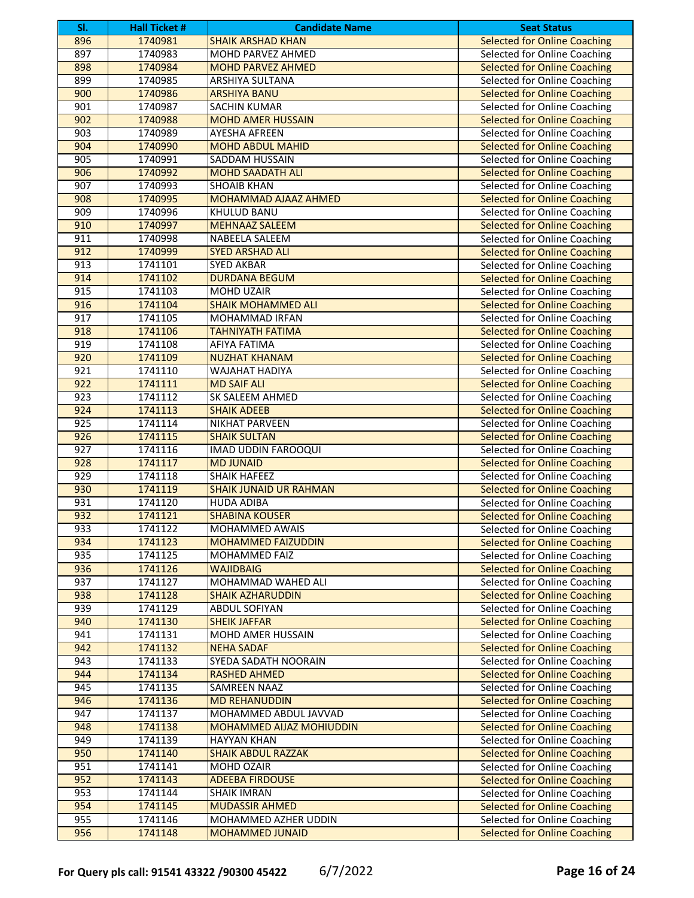| Sl. | Hall Ticket # | Candidate Name | Seat Status |
|---|---|---|---|
| 896 | 1740981 | SHAIK ARSHAD KHAN | Selected for Online Coaching |
| 897 | 1740983 | MOHD PARVEZ AHMED | Selected for Online Coaching |
| 898 | 1740984 | MOHD PARVEZ AHMED | Selected for Online Coaching |
| 899 | 1740985 | ARSHIYA SULTANA | Selected for Online Coaching |
| 900 | 1740986 | ARSHIYA BANU | Selected for Online Coaching |
| 901 | 1740987 | SACHIN KUMAR | Selected for Online Coaching |
| 902 | 1740988 | MOHD AMER HUSSAIN | Selected for Online Coaching |
| 903 | 1740989 | AYESHA AFREEN | Selected for Online Coaching |
| 904 | 1740990 | MOHD ABDUL MAHID | Selected for Online Coaching |
| 905 | 1740991 | SADDAM HUSSAIN | Selected for Online Coaching |
| 906 | 1740992 | MOHD SAADATH ALI | Selected for Online Coaching |
| 907 | 1740993 | SHOAIB KHAN | Selected for Online Coaching |
| 908 | 1740995 | MOHAMMAD AJAAZ AHMED | Selected for Online Coaching |
| 909 | 1740996 | KHULUD BANU | Selected for Online Coaching |
| 910 | 1740997 | MEHNAAZ SALEEM | Selected for Online Coaching |
| 911 | 1740998 | NABEELA SALEEM | Selected for Online Coaching |
| 912 | 1740999 | SYED ARSHAD ALI | Selected for Online Coaching |
| 913 | 1741101 | SYED AKBAR | Selected for Online Coaching |
| 914 | 1741102 | DURDANA BEGUM | Selected for Online Coaching |
| 915 | 1741103 | MOHD UZAIR | Selected for Online Coaching |
| 916 | 1741104 | SHAIK MOHAMMED ALI | Selected for Online Coaching |
| 917 | 1741105 | MOHAMMAD IRFAN | Selected for Online Coaching |
| 918 | 1741106 | TAHNIYATH FATIMA | Selected for Online Coaching |
| 919 | 1741108 | AFIYA FATIMA | Selected for Online Coaching |
| 920 | 1741109 | NUZHAT KHANAM | Selected for Online Coaching |
| 921 | 1741110 | WAJAHAT HADIYA | Selected for Online Coaching |
| 922 | 1741111 | MD SAIF ALI | Selected for Online Coaching |
| 923 | 1741112 | SK SALEEM AHMED | Selected for Online Coaching |
| 924 | 1741113 | SHAIK ADEEB | Selected for Online Coaching |
| 925 | 1741114 | NIKHAT PARVEEN | Selected for Online Coaching |
| 926 | 1741115 | SHAIK SULTAN | Selected for Online Coaching |
| 927 | 1741116 | IMAD UDDIN FAROOQUI | Selected for Online Coaching |
| 928 | 1741117 | MD JUNAID | Selected for Online Coaching |
| 929 | 1741118 | SHAIK HAFEEZ | Selected for Online Coaching |
| 930 | 1741119 | SHAIK JUNAID UR RAHMAN | Selected for Online Coaching |
| 931 | 1741120 | HUDA ADIBA | Selected for Online Coaching |
| 932 | 1741121 | SHABINA KOUSER | Selected for Online Coaching |
| 933 | 1741122 | MOHAMMED AWAIS | Selected for Online Coaching |
| 934 | 1741123 | MOHAMMED FAIZUDDIN | Selected for Online Coaching |
| 935 | 1741125 | MOHAMMED FAIZ | Selected for Online Coaching |
| 936 | 1741126 | WAJIDBAIG | Selected for Online Coaching |
| 937 | 1741127 | MOHAMMAD WAHED ALI | Selected for Online Coaching |
| 938 | 1741128 | SHAIK AZHARUDDIN | Selected for Online Coaching |
| 939 | 1741129 | ABDUL SOFIYAN | Selected for Online Coaching |
| 940 | 1741130 | SHEIK JAFFAR | Selected for Online Coaching |
| 941 | 1741131 | MOHD AMER HUSSAIN | Selected for Online Coaching |
| 942 | 1741132 | NEHA SADAF | Selected for Online Coaching |
| 943 | 1741133 | SYEDA SADATH NOORAIN | Selected for Online Coaching |
| 944 | 1741134 | RASHED AHMED | Selected for Online Coaching |
| 945 | 1741135 | SAMREEN NAAZ | Selected for Online Coaching |
| 946 | 1741136 | MD REHANUDDIN | Selected for Online Coaching |
| 947 | 1741137 | MOHAMMED ABDUL JAVVAD | Selected for Online Coaching |
| 948 | 1741138 | MOHAMMED AIJAZ MOHIUDDIN | Selected for Online Coaching |
| 949 | 1741139 | HAYYAN KHAN | Selected for Online Coaching |
| 950 | 1741140 | SHAIK ABDUL RAZZAK | Selected for Online Coaching |
| 951 | 1741141 | MOHD OZAIR | Selected for Online Coaching |
| 952 | 1741143 | ADEEBA FIRDOUSE | Selected for Online Coaching |
| 953 | 1741144 | SHAIK IMRAN | Selected for Online Coaching |
| 954 | 1741145 | MUDASSIR AHMED | Selected for Online Coaching |
| 955 | 1741146 | MOHAMMED AZHER UDDIN | Selected for Online Coaching |
| 956 | 1741148 | MOHAMMED JUNAID | Selected for Online Coaching |

**For Query pls call: 91541 43322 /90300 45422** 6/7/2022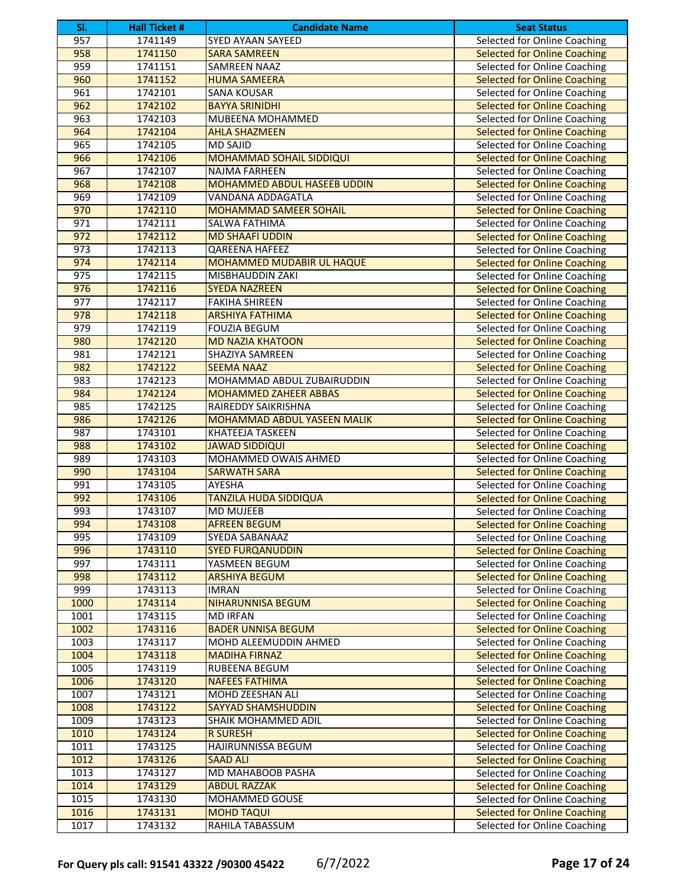| Sl. | Hall Ticket # | Candidate Name | Seat Status |
|---|---|---|---|
| 957 | 1741149 | SYED AYAAN SAYEED | Selected for Online Coaching |
| 958 | 1741150 | SARA SAMREEN | Selected for Online Coaching |
| 959 | 1741151 | SAMREEN NAAZ | Selected for Online Coaching |
| 960 | 1741152 | HUMA SAMEERA | Selected for Online Coaching |
| 961 | 1742101 | SANA KOUSAR | Selected for Online Coaching |
| 962 | 1742102 | BAYYA SRINIDHI | Selected for Online Coaching |
| 963 | 1742103 | MUBEENA MOHAMMED | Selected for Online Coaching |
| 964 | 1742104 | AHLA SHAZMEEN | Selected for Online Coaching |
| 965 | 1742105 | MD SAJID | Selected for Online Coaching |
| 966 | 1742106 | MOHAMMAD SOHAIL SIDDIQUI | Selected for Online Coaching |
| 967 | 1742107 | NAJMA FARHEEN | Selected for Online Coaching |
| 968 | 1742108 | MOHAMMED ABDUL HASEEB UDDIN | Selected for Online Coaching |
| 969 | 1742109 | VANDANA ADDAGATLA | Selected for Online Coaching |
| 970 | 1742110 | MOHAMMAD SAMEER SOHAIL | Selected for Online Coaching |
| 971 | 1742111 | SALWA FATHIMA | Selected for Online Coaching |
| 972 | 1742112 | MD SHAAFI UDDIN | Selected for Online Coaching |
| 973 | 1742113 | QAREENA HAFEEZ | Selected for Online Coaching |
| 974 | 1742114 | MOHAMMED MUDABIR UL HAQUE | Selected for Online Coaching |
| 975 | 1742115 | MISBHAUDDIN ZAKI | Selected for Online Coaching |
| 976 | 1742116 | SYEDA NAZREEN | Selected for Online Coaching |
| 977 | 1742117 | FAKIHA SHIREEN | Selected for Online Coaching |
| 978 | 1742118 | ARSHIYA FATHIMA | Selected for Online Coaching |
| 979 | 1742119 | FOUZIA BEGUM | Selected for Online Coaching |
| 980 | 1742120 | MD NAZIA KHATOON | Selected for Online Coaching |
| 981 | 1742121 | SHAZIYA SAMREEN | Selected for Online Coaching |
| 982 | 1742122 | SEEMA NAAZ | Selected for Online Coaching |
| 983 | 1742123 | MOHAMMAD ABDUL ZUBAIRUDDIN | Selected for Online Coaching |
| 984 | 1742124 | MOHAMMED ZAHEER ABBAS | Selected for Online Coaching |
| 985 | 1742125 | RAIREDDY SAIKRISHNA | Selected for Online Coaching |
| 986 | 1742126 | MOHAMMAD ABDUL YASEEN MALIK | Selected for Online Coaching |
| 987 | 1743101 | KHATEEJA TASKEEN | Selected for Online Coaching |
| 988 | 1743102 | JAWAD SIDDIQUI | Selected for Online Coaching |
| 989 | 1743103 | MOHAMMED OWAIS AHMED | Selected for Online Coaching |
| 990 | 1743104 | SARWATH SARA | Selected for Online Coaching |
| 991 | 1743105 | AYESHA | Selected for Online Coaching |
| 992 | 1743106 | TANZILA HUDA SIDDIQUA | Selected for Online Coaching |
| 993 | 1743107 | MD MUJEEB | Selected for Online Coaching |
| 994 | 1743108 | AFREEN BEGUM | Selected for Online Coaching |
| 995 | 1743109 | SYEDA SABANAAZ | Selected for Online Coaching |
| 996 | 1743110 | SYED FURQANUDDIN | Selected for Online Coaching |
| 997 | 1743111 | YASMEEN BEGUM | Selected for Online Coaching |
| 998 | 1743112 | ARSHIYA BEGUM | Selected for Online Coaching |
| 999 | 1743113 | IMRAN | Selected for Online Coaching |
| 1000 | 1743114 | NIHARUNNISA BEGUM | Selected for Online Coaching |
| 1001 | 1743115 | MD IRFAN | Selected for Online Coaching |
| 1002 | 1743116 | BADER UNNISA BEGUM | Selected for Online Coaching |
| 1003 | 1743117 | MOHD ALEEMUDDIN AHMED | Selected for Online Coaching |
| 1004 | 1743118 | MADIHA FIRNAZ | Selected for Online Coaching |
| 1005 | 1743119 | RUBEENA BEGUM | Selected for Online Coaching |
| 1006 | 1743120 | NAFEES FATHIMA | Selected for Online Coaching |
| 1007 | 1743121 | MOHD ZEESHAN ALI | Selected for Online Coaching |
| 1008 | 1743122 | SAYYAD SHAMSHUDDIN | Selected for Online Coaching |
| 1009 | 1743123 | SHAIK MOHAMMED ADIL | Selected for Online Coaching |
| 1010 | 1743124 | R SURESH | Selected for Online Coaching |
| 1011 | 1743125 | HAJIRUNNISSA BEGUM | Selected for Online Coaching |
| 1012 | 1743126 | SAAD ALI | Selected for Online Coaching |
| 1013 | 1743127 | MD MAHABOOB PASHA | Selected for Online Coaching |
| 1014 | 1743129 | ABDUL RAZZAK | Selected for Online Coaching |
| 1015 | 1743130 | MOHAMMED GOUSE | Selected for Online Coaching |
| 1016 | 1743131 | MOHD TAQUI | Selected for Online Coaching |
| 1017 | 1743132 | RAHILA TABASSUM | Selected for Online Coaching |

**For Query pls call: 91541 43322 /90300 45422** 6/7/2022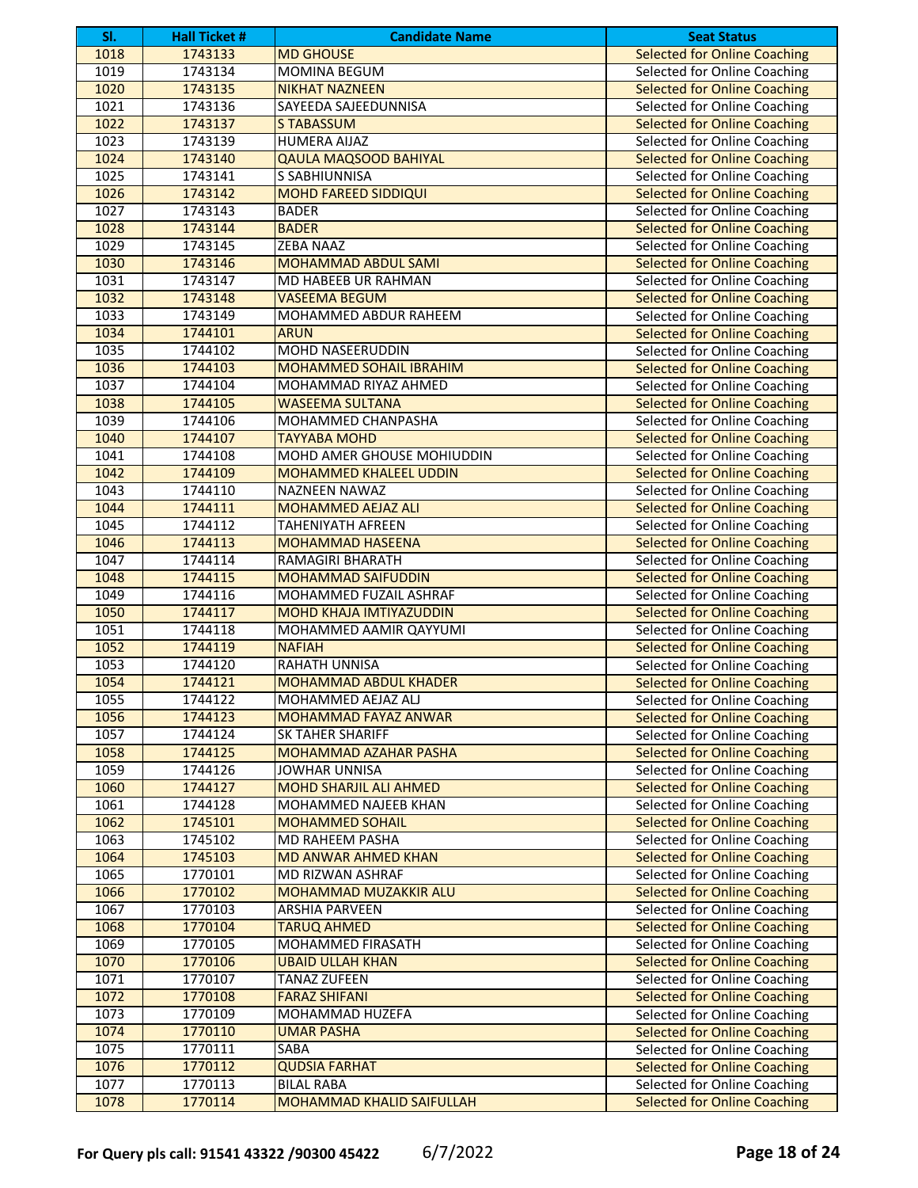| Sl. | Hall Ticket # | Candidate Name | Seat Status |
|---|---|---|---|
| 1018 | 1743133 | MD GHOUSE | Selected for Online Coaching |
| 1019 | 1743134 | MOMINA BEGUM | Selected for Online Coaching |
| 1020 | 1743135 | NIKHAT NAZNEEN | Selected for Online Coaching |
| 1021 | 1743136 | SAYEEDA SAJEEDUNNISA | Selected for Online Coaching |
| 1022 | 1743137 | S TABASSUM | Selected for Online Coaching |
| 1023 | 1743139 | HUMERA AIJAZ | Selected for Online Coaching |
| 1024 | 1743140 | QAULA MAQSOOD BAHIYAL | Selected for Online Coaching |
| 1025 | 1743141 | S SABHIUNNISA | Selected for Online Coaching |
| 1026 | 1743142 | MOHD FAREED SIDDIQUI | Selected for Online Coaching |
| 1027 | 1743143 | BADER | Selected for Online Coaching |
| 1028 | 1743144 | BADER | Selected for Online Coaching |
| 1029 | 1743145 | ZEBA NAAZ | Selected for Online Coaching |
| 1030 | 1743146 | MOHAMMAD ABDUL SAMI | Selected for Online Coaching |
| 1031 | 1743147 | MD HABEEB UR RAHMAN | Selected for Online Coaching |
| 1032 | 1743148 | VASEEMA BEGUM | Selected for Online Coaching |
| 1033 | 1743149 | MOHAMMED ABDUR RAHEEM | Selected for Online Coaching |
| 1034 | 1744101 | ARUN | Selected for Online Coaching |
| 1035 | 1744102 | MOHD NASEERUDDIN | Selected for Online Coaching |
| 1036 | 1744103 | MOHAMMED SOHAIL IBRAHIM | Selected for Online Coaching |
| 1037 | 1744104 | MOHAMMAD RIYAZ AHMED | Selected for Online Coaching |
| 1038 | 1744105 | WASEEMA SULTANA | Selected for Online Coaching |
| 1039 | 1744106 | MOHAMMED CHANPASHA | Selected for Online Coaching |
| 1040 | 1744107 | TAYYABA MOHD | Selected for Online Coaching |
| 1041 | 1744108 | MOHD AMER GHOUSE MOHIUDDIN | Selected for Online Coaching |
| 1042 | 1744109 | MOHAMMED KHALEEL UDDIN | Selected for Online Coaching |
| 1043 | 1744110 | NAZNEEN NAWAZ | Selected for Online Coaching |
| 1044 | 1744111 | MOHAMMED AEJAZ ALI | Selected for Online Coaching |
| 1045 | 1744112 | TAHENIYATH AFREEN | Selected for Online Coaching |
| 1046 | 1744113 | MOHAMMAD HASEENA | Selected for Online Coaching |
| 1047 | 1744114 | RAMAGIRI BHARATH | Selected for Online Coaching |
| 1048 | 1744115 | MOHAMMAD SAIFUDDIN | Selected for Online Coaching |
| 1049 | 1744116 | MOHAMMED FUZAIL ASHRAF | Selected for Online Coaching |
| 1050 | 1744117 | MOHD KHAJA IMTIYAZUDDIN | Selected for Online Coaching |
| 1051 | 1744118 | MOHAMMED AAMIR QAYYUMI | Selected for Online Coaching |
| 1052 | 1744119 | NAFIAH | Selected for Online Coaching |
| 1053 | 1744120 | RAHATH UNNISA | Selected for Online Coaching |
| 1054 | 1744121 | MOHAMMAD ABDUL KHADER | Selected for Online Coaching |
| 1055 | 1744122 | MOHAMMED AEJAZ ALI | Selected for Online Coaching |
| 1056 | 1744123 | MOHAMMAD FAYAZ ANWAR | Selected for Online Coaching |
| 1057 | 1744124 | SK TAHER SHARIFF | Selected for Online Coaching |
| 1058 | 1744125 | MOHAMMAD AZAHAR PASHA | Selected for Online Coaching |
| 1059 | 1744126 | JOWHAR UNNISA | Selected for Online Coaching |
| 1060 | 1744127 | MOHD SHARJIL ALI AHMED | Selected for Online Coaching |
| 1061 | 1744128 | MOHAMMED NAJEEB KHAN | Selected for Online Coaching |
| 1062 | 1745101 | MOHAMMED SOHAIL | Selected for Online Coaching |
| 1063 | 1745102 | MD RAHEEM PASHA | Selected for Online Coaching |
| 1064 | 1745103 | MD ANWAR AHMED KHAN | Selected for Online Coaching |
| 1065 | 1770101 | MD RIZWAN ASHRAF | Selected for Online Coaching |
| 1066 | 1770102 | MOHAMMAD MUZAKKIR ALU | Selected for Online Coaching |
| 1067 | 1770103 | ARSHIA PARVEEN | Selected for Online Coaching |
| 1068 | 1770104 | TARUQ AHMED | Selected for Online Coaching |
| 1069 | 1770105 | MOHAMMED FIRASATH | Selected for Online Coaching |
| 1070 | 1770106 | UBAID ULLAH KHAN | Selected for Online Coaching |
| 1071 | 1770107 | TANAZ ZUFEEN | Selected for Online Coaching |
| 1072 | 1770108 | FARAZ SHIFANI | Selected for Online Coaching |
| 1073 | 1770109 | MOHAMMAD HUZEFA | Selected for Online Coaching |
| 1074 | 1770110 | UMAR PASHA | Selected for Online Coaching |
| 1075 | 1770111 | SABA | Selected for Online Coaching |
| 1076 | 1770112 | QUDSIA FARHAT | Selected for Online Coaching |
| 1077 | 1770113 | BILAL RABA | Selected for Online Coaching |
| 1078 | 1770114 | MOHAMMAD KHALID SAIFULLAH | Selected for Online Coaching |

**For Query pls call: 91541 43322 /90300 45422** 6/7/2022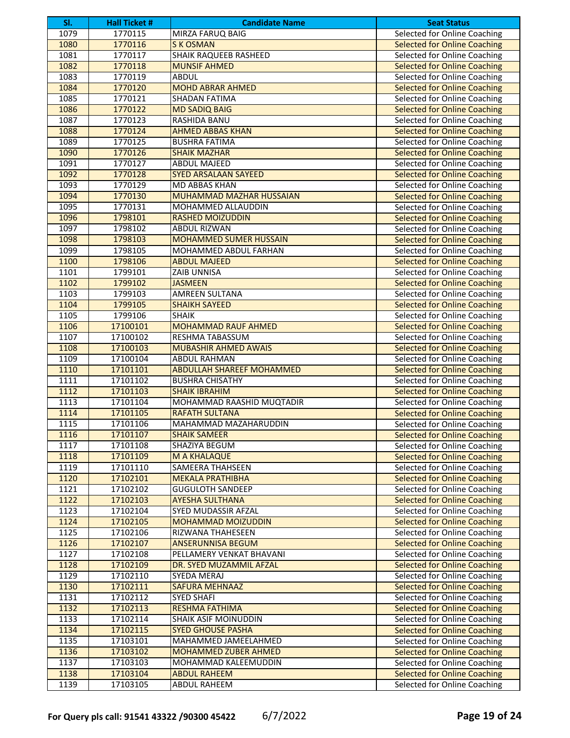| Sl. | Hall Ticket # | Candidate Name | Seat Status |
|---|---|---|---|
| 1079 | 1770115 | MIRZA FARUQ BAIG | Selected for Online Coaching |
| 1080 | 1770116 | S K OSMAN | Selected for Online Coaching |
| 1081 | 1770117 | SHAIK RAQUEEB RASHEED | Selected for Online Coaching |
| 1082 | 1770118 | MUNSIF AHMED | Selected for Online Coaching |
| 1083 | 1770119 | ABDUL | Selected for Online Coaching |
| 1084 | 1770120 | MOHD ABRAR AHMED | Selected for Online Coaching |
| 1085 | 1770121 | SHADAN FATIMA | Selected for Online Coaching |
| 1086 | 1770122 | MD SADIQ BAIG | Selected for Online Coaching |
| 1087 | 1770123 | RASHIDA BANU | Selected for Online Coaching |
| 1088 | 1770124 | AHMED ABBAS KHAN | Selected for Online Coaching |
| 1089 | 1770125 | BUSHRA FATIMA | Selected for Online Coaching |
| 1090 | 1770126 | SHAIK MAZHAR | Selected for Online Coaching |
| 1091 | 1770127 | ABDUL MAJEED | Selected for Online Coaching |
| 1092 | 1770128 | SYED ARSALAAN SAYEED | Selected for Online Coaching |
| 1093 | 1770129 | MD ABBAS KHAN | Selected for Online Coaching |
| 1094 | 1770130 | MUHAMMAD MAZHAR HUSSAIAN | Selected for Online Coaching |
| 1095 | 1770131 | MOHAMMED ALLAUDDIN | Selected for Online Coaching |
| 1096 | 1798101 | RASHED MOIZUDDIN | Selected for Online Coaching |
| 1097 | 1798102 | ABDUL RIZWAN | Selected for Online Coaching |
| 1098 | 1798103 | MOHAMMED SUMER HUSSAIN | Selected for Online Coaching |
| 1099 | 1798105 | MOHAMMED ABDUL FARHAN | Selected for Online Coaching |
| 1100 | 1798106 | ABDUL MAJEED | Selected for Online Coaching |
| 1101 | 1799101 | ZAIB UNNISA | Selected for Online Coaching |
| 1102 | 1799102 | JASMEEN | Selected for Online Coaching |
| 1103 | 1799103 | AMREEN SULTANA | Selected for Online Coaching |
| 1104 | 1799105 | SHAIKH SAYEED | Selected for Online Coaching |
| 1105 | 1799106 | SHAIK | Selected for Online Coaching |
| 1106 | 17100101 | MOHAMMAD RAUF AHMED | Selected for Online Coaching |
| 1107 | 17100102 | RESHMA TABASSUM | Selected for Online Coaching |
| 1108 | 17100103 | MUBASHIR AHMED AWAIS | Selected for Online Coaching |
| 1109 | 17100104 | ABDUL RAHMAN | Selected for Online Coaching |
| 1110 | 17101101 | ABDULLAH SHAREEF MOHAMMED | Selected for Online Coaching |
| 1111 | 17101102 | BUSHRA CHISATHY | Selected for Online Coaching |
| 1112 | 17101103 | SHAIK IBRAHIM | Selected for Online Coaching |
| 1113 | 17101104 | MOHAMMAD RAASHID MUQTADIR | Selected for Online Coaching |
| 1114 | 17101105 | RAFATH SULTANA | Selected for Online Coaching |
| 1115 | 17101106 | MAHAMMAD MAZAHARUDDIN | Selected for Online Coaching |
| 1116 | 17101107 | SHAIK SAMEER | Selected for Online Coaching |
| 1117 | 17101108 | SHAZIYA BEGUM | Selected for Online Coaching |
| 1118 | 17101109 | M A KHALAQUE | Selected for Online Coaching |
| 1119 | 17101110 | SAMEERA THAHSEEN | Selected for Online Coaching |
| 1120 | 17102101 | MEKALA PRATHIBHA | Selected for Online Coaching |
| 1121 | 17102102 | GUGULOTH SANDEEP | Selected for Online Coaching |
| 1122 | 17102103 | AYESHA SULTHANA | Selected for Online Coaching |
| 1123 | 17102104 | SYED MUDASSIR AFZAL | Selected for Online Coaching |
| 1124 | 17102105 | MOHAMMAD MOIZUDDIN | Selected for Online Coaching |
| 1125 | 17102106 | RIZWANA THAHESEEN | Selected for Online Coaching |
| 1126 | 17102107 | ANSERUNNISA BEGUM | Selected for Online Coaching |
| 1127 | 17102108 | PELLAMERY VENKAT BHAVANI | Selected for Online Coaching |
| 1128 | 17102109 | DR. SYED MUZAMMIL AFZAL | Selected for Online Coaching |
| 1129 | 17102110 | SYEDA MERAJ | Selected for Online Coaching |
| 1130 | 17102111 | SAFURA MEHNAAZ | Selected for Online Coaching |
| 1131 | 17102112 | SYED SHAFI | Selected for Online Coaching |
| 1132 | 17102113 | RESHMA FATHIMA | Selected for Online Coaching |
| 1133 | 17102114 | SHAIK ASIF MOINUDDIN | Selected for Online Coaching |
| 1134 | 17102115 | SYED GHOUSE PASHA | Selected for Online Coaching |
| 1135 | 17103101 | MAHAMMED JAMEELAHMED | Selected for Online Coaching |
| 1136 | 17103102 | MOHAMMED ZUBER AHMED | Selected for Online Coaching |
| 1137 | 17103103 | MOHAMMAD KALEEMUDDIN | Selected for Online Coaching |
| 1138 | 17103104 | ABDUL RAHEEM | Selected for Online Coaching |
| 1139 | 17103105 | ABDUL RAHEEM | Selected for Online Coaching |

**For Query pls call: 91541 43322 /90300 45422** 6/7/2022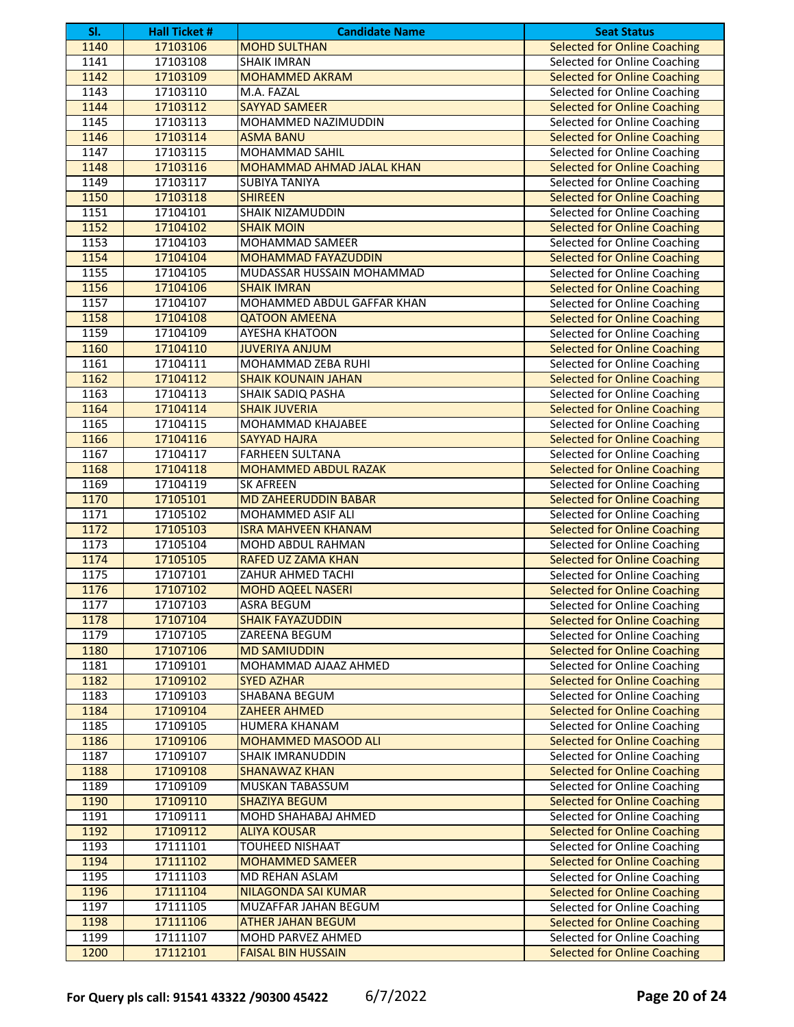| Sl. | Hall Ticket # | Candidate Name | Seat Status |
|---|---|---|---|
| 1140 | 17103106 | MOHD SULTHAN | Selected for Online Coaching |
| 1141 | 17103108 | SHAIK IMRAN | Selected for Online Coaching |
| 1142 | 17103109 | MOHAMMED AKRAM | Selected for Online Coaching |
| 1143 | 17103110 | M.A. FAZAL | Selected for Online Coaching |
| 1144 | 17103112 | SAYYAD SAMEER | Selected for Online Coaching |
| 1145 | 17103113 | MOHAMMED NAZIMUDDIN | Selected for Online Coaching |
| 1146 | 17103114 | ASMA BANU | Selected for Online Coaching |
| 1147 | 17103115 | MOHAMMAD SAHIL | Selected for Online Coaching |
| 1148 | 17103116 | MOHAMMAD AHMAD JALAL KHAN | Selected for Online Coaching |
| 1149 | 17103117 | SUBIYA TANIYA | Selected for Online Coaching |
| 1150 | 17103118 | SHIREEN | Selected for Online Coaching |
| 1151 | 17104101 | SHAIK NIZAMUDDIN | Selected for Online Coaching |
| 1152 | 17104102 | SHAIK MOIN | Selected for Online Coaching |
| 1153 | 17104103 | MOHAMMAD SAMEER | Selected for Online Coaching |
| 1154 | 17104104 | MOHAMMAD FAYAZUDDIN | Selected for Online Coaching |
| 1155 | 17104105 | MUDASSAR HUSSAIN MOHAMMAD | Selected for Online Coaching |
| 1156 | 17104106 | SHAIK IMRAN | Selected for Online Coaching |
| 1157 | 17104107 | MOHAMMED ABDUL GAFFAR KHAN | Selected for Online Coaching |
| 1158 | 17104108 | QATOON AMEENA | Selected for Online Coaching |
| 1159 | 17104109 | AYESHA KHATOON | Selected for Online Coaching |
| 1160 | 17104110 | JUVERIYA ANJUM | Selected for Online Coaching |
| 1161 | 17104111 | MOHAMMAD ZEBA RUHI | Selected for Online Coaching |
| 1162 | 17104112 | SHAIK KOUNAIN JAHAN | Selected for Online Coaching |
| 1163 | 17104113 | SHAIK SADIQ PASHA | Selected for Online Coaching |
| 1164 | 17104114 | SHAIK JUVERIA | Selected for Online Coaching |
| 1165 | 17104115 | MOHAMMAD KHAJABEE | Selected for Online Coaching |
| 1166 | 17104116 | SAYYAD HAJRA | Selected for Online Coaching |
| 1167 | 17104117 | FARHEEN SULTANA | Selected for Online Coaching |
| 1168 | 17104118 | MOHAMMED ABDUL RAZAK | Selected for Online Coaching |
| 1169 | 17104119 | SK AFREEN | Selected for Online Coaching |
| 1170 | 17105101 | MD ZAHEERUDDIN BABAR | Selected for Online Coaching |
| 1171 | 17105102 | MOHAMMED ASIF ALI | Selected for Online Coaching |
| 1172 | 17105103 | ISRA MAHVEEN KHANAM | Selected for Online Coaching |
| 1173 | 17105104 | MOHD ABDUL RAHMAN | Selected for Online Coaching |
| 1174 | 17105105 | RAFED UZ ZAMA KHAN | Selected for Online Coaching |
| 1175 | 17107101 | ZAHUR AHMED TACHI | Selected for Online Coaching |
| 1176 | 17107102 | MOHD AQEEL NASERI | Selected for Online Coaching |
| 1177 | 17107103 | ASRA BEGUM | Selected for Online Coaching |
| 1178 | 17107104 | SHAIK FAYAZUDDIN | Selected for Online Coaching |
| 1179 | 17107105 | ZAREENA BEGUM | Selected for Online Coaching |
| 1180 | 17107106 | MD SAMIUDDIN | Selected for Online Coaching |
| 1181 | 17109101 | MOHAMMAD AJAAZ AHMED | Selected for Online Coaching |
| 1182 | 17109102 | SYED AZHAR | Selected for Online Coaching |
| 1183 | 17109103 | SHABANA BEGUM | Selected for Online Coaching |
| 1184 | 17109104 | ZAHEER AHMED | Selected for Online Coaching |
| 1185 | 17109105 | HUMERA KHANAM | Selected for Online Coaching |
| 1186 | 17109106 | MOHAMMED MASOOD ALI | Selected for Online Coaching |
| 1187 | 17109107 | SHAIK IMRANUDDIN | Selected for Online Coaching |
| 1188 | 17109108 | SHANAWAZ KHAN | Selected for Online Coaching |
| 1189 | 17109109 | MUSKAN TABASSUM | Selected for Online Coaching |
| 1190 | 17109110 | SHAZIYA BEGUM | Selected for Online Coaching |
| 1191 | 17109111 | MOHD SHAHABAJ AHMED | Selected for Online Coaching |
| 1192 | 17109112 | ALIYA KOUSAR | Selected for Online Coaching |
| 1193 | 17111101 | TOUHEED NISHAAT | Selected for Online Coaching |
| 1194 | 17111102 | MOHAMMED SAMEER | Selected for Online Coaching |
| 1195 | 17111103 | MD REHAN ASLAM | Selected for Online Coaching |
| 1196 | 17111104 | NILAGONDA SAI KUMAR | Selected for Online Coaching |
| 1197 | 17111105 | MUZAFFAR JAHAN BEGUM | Selected for Online Coaching |
| 1198 | 17111106 | ATHER JAHAN BEGUM | Selected for Online Coaching |
| 1199 | 17111107 | MOHD PARVEZ AHMED | Selected for Online Coaching |
| 1200 | 17112101 | FAISAL BIN HUSSAIN | Selected for Online Coaching |

**For Query pls call: 91541 43322 /90300 45422** 6/7/2022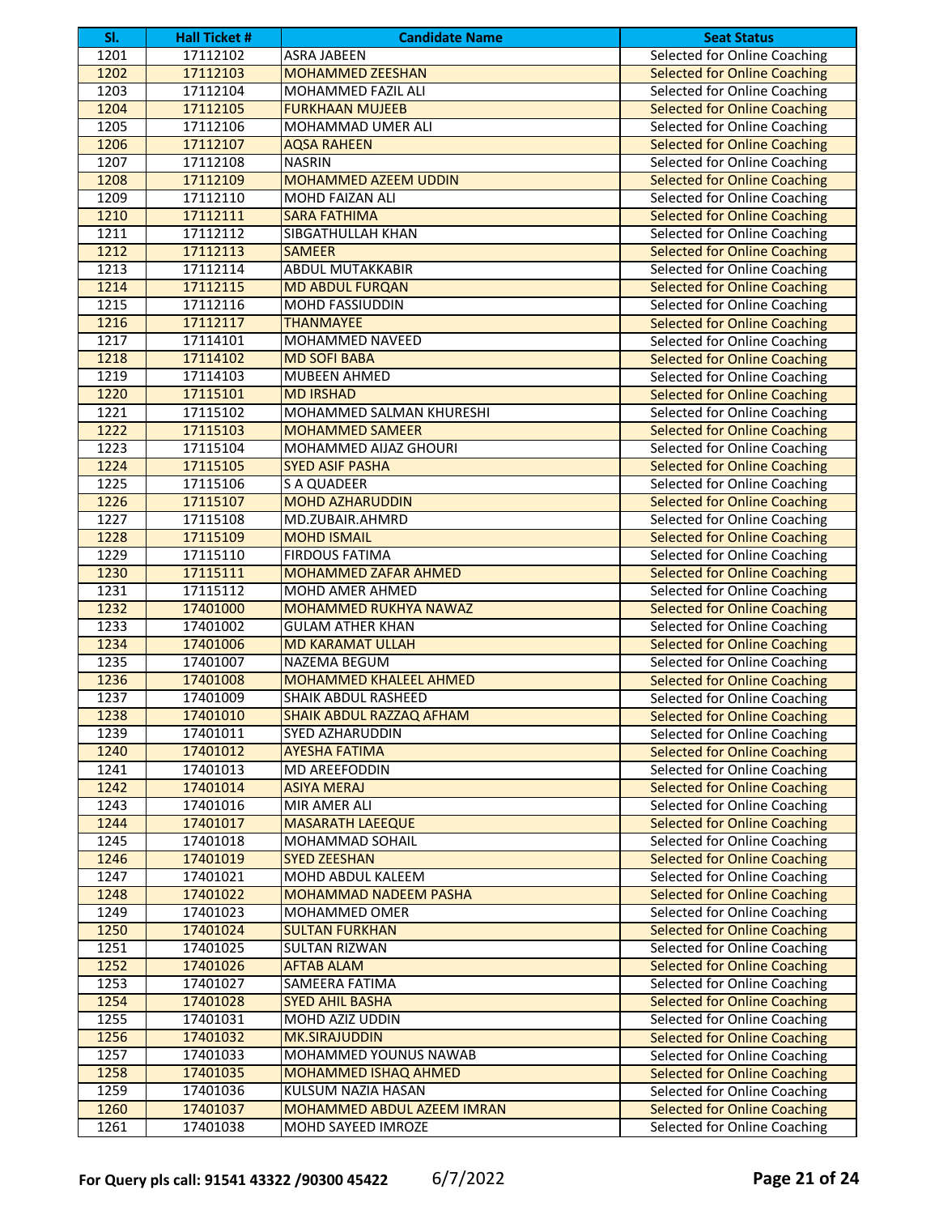| Sl. | Hall Ticket # | Candidate Name | Seat Status |
|---|---|---|---|
| 1201 | 17112102 | ASRA JABEEN | Selected for Online Coaching |
| 1202 | 17112103 | MOHAMMED ZEESHAN | Selected for Online Coaching |
| 1203 | 17112104 | MOHAMMED FAZIL ALI | Selected for Online Coaching |
| 1204 | 17112105 | FURKHAAN MUJEEB | Selected for Online Coaching |
| 1205 | 17112106 | MOHAMMAD UMER ALI | Selected for Online Coaching |
| 1206 | 17112107 | AQSA RAHEEN | Selected for Online Coaching |
| 1207 | 17112108 | NASRIN | Selected for Online Coaching |
| 1208 | 17112109 | MOHAMMED AZEEM UDDIN | Selected for Online Coaching |
| 1209 | 17112110 | MOHD FAIZAN ALI | Selected for Online Coaching |
| 1210 | 17112111 | SARA FATHIMA | Selected for Online Coaching |
| 1211 | 17112112 | SIBGATHULLAH KHAN | Selected for Online Coaching |
| 1212 | 17112113 | SAMEER | Selected for Online Coaching |
| 1213 | 17112114 | ABDUL MUTAKKABIR | Selected for Online Coaching |
| 1214 | 17112115 | MD ABDUL FURQAN | Selected for Online Coaching |
| 1215 | 17112116 | MOHD FASSIUDDIN | Selected for Online Coaching |
| 1216 | 17112117 | THANMAYEE | Selected for Online Coaching |
| 1217 | 17114101 | MOHAMMED NAVEED | Selected for Online Coaching |
| 1218 | 17114102 | MD SOFI BABA | Selected for Online Coaching |
| 1219 | 17114103 | MUBEEN AHMED | Selected for Online Coaching |
| 1220 | 17115101 | MD IRSHAD | Selected for Online Coaching |
| 1221 | 17115102 | MOHAMMED SALMAN KHURESHI | Selected for Online Coaching |
| 1222 | 17115103 | MOHAMMED SAMEER | Selected for Online Coaching |
| 1223 | 17115104 | MOHAMMED AIJAZ GHOURI | Selected for Online Coaching |
| 1224 | 17115105 | SYED ASIF PASHA | Selected for Online Coaching |
| 1225 | 17115106 | S A QUADEER | Selected for Online Coaching |
| 1226 | 17115107 | MOHD AZHARUDDIN | Selected for Online Coaching |
| 1227 | 17115108 | MD.ZUBAIR.AHMRD | Selected for Online Coaching |
| 1228 | 17115109 | MOHD ISMAIL | Selected for Online Coaching |
| 1229 | 17115110 | FIRDOUS FATIMA | Selected for Online Coaching |
| 1230 | 17115111 | MOHAMMED ZAFAR AHMED | Selected for Online Coaching |
| 1231 | 17115112 | MOHD AMER AHMED | Selected for Online Coaching |
| 1232 | 17401000 | MOHAMMED RUKHYA NAWAZ | Selected for Online Coaching |
| 1233 | 17401002 | GULAM ATHER KHAN | Selected for Online Coaching |
| 1234 | 17401006 | MD KARAMAT ULLAH | Selected for Online Coaching |
| 1235 | 17401007 | NAZEMA BEGUM | Selected for Online Coaching |
| 1236 | 17401008 | MOHAMMED KHALEEL AHMED | Selected for Online Coaching |
| 1237 | 17401009 | SHAIK ABDUL RASHEED | Selected for Online Coaching |
| 1238 | 17401010 | SHAIK ABDUL RAZZAQ AFHAM | Selected for Online Coaching |
| 1239 | 17401011 | SYED AZHARUDDIN | Selected for Online Coaching |
| 1240 | 17401012 | AYESHA FATIMA | Selected for Online Coaching |
| 1241 | 17401013 | MD AREEFODDIN | Selected for Online Coaching |
| 1242 | 17401014 | ASIYA MERAJ | Selected for Online Coaching |
| 1243 | 17401016 | MIR AMER ALI | Selected for Online Coaching |
| 1244 | 17401017 | MASARATH LAEEQUE | Selected for Online Coaching |
| 1245 | 17401018 | MOHAMMAD SOHAIL | Selected for Online Coaching |
| 1246 | 17401019 | SYED ZEESHAN | Selected for Online Coaching |
| 1247 | 17401021 | MOHD ABDUL KALEEM | Selected for Online Coaching |
| 1248 | 17401022 | MOHAMMAD NADEEM PASHA | Selected for Online Coaching |
| 1249 | 17401023 | MOHAMMED OMER | Selected for Online Coaching |
| 1250 | 17401024 | SULTAN FURKHAN | Selected for Online Coaching |
| 1251 | 17401025 | SULTAN RIZWAN | Selected for Online Coaching |
| 1252 | 17401026 | AFTAB ALAM | Selected for Online Coaching |
| 1253 | 17401027 | SAMEERA FATIMA | Selected for Online Coaching |
| 1254 | 17401028 | SYED AHIL BASHA | Selected for Online Coaching |
| 1255 | 17401031 | MOHD AZIZ UDDIN | Selected for Online Coaching |
| 1256 | 17401032 | MK.SIRAJUDDIN | Selected for Online Coaching |
| 1257 | 17401033 | MOHAMMED YOUNUS NAWAB | Selected for Online Coaching |
| 1258 | 17401035 | MOHAMMED ISHAQ AHMED | Selected for Online Coaching |
| 1259 | 17401036 | KULSUM NAZIA HASAN | Selected for Online Coaching |
| 1260 | 17401037 | MOHAMMED ABDUL AZEEM IMRAN | Selected for Online Coaching |
| 1261 | 17401038 | MOHD SAYEED IMROZE | Selected for Online Coaching |

**For Query pls call: 91541 43322 /90300 45422** 6/7/2022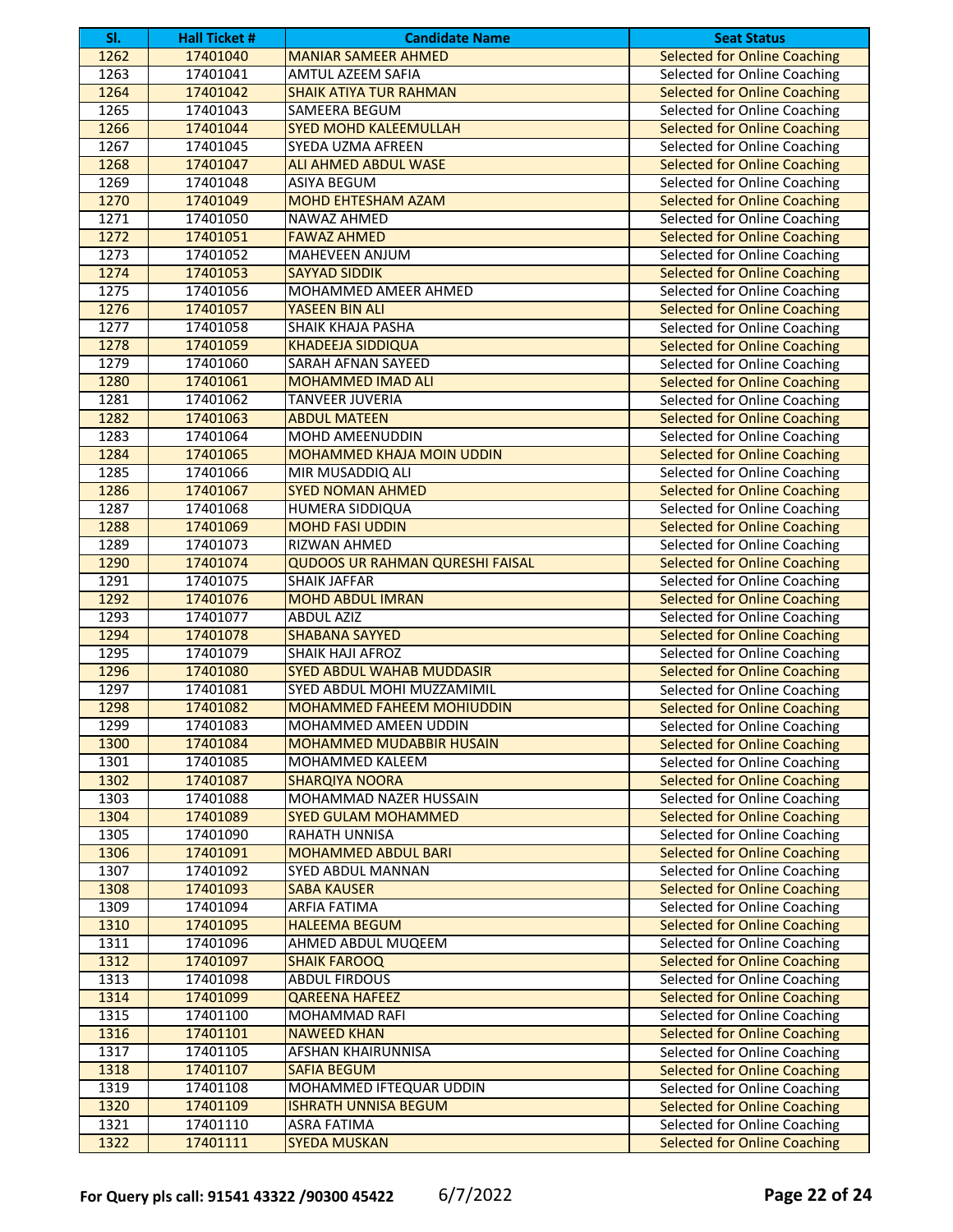| Sl. | Hall Ticket # | Candidate Name | Seat Status |
|---|---|---|---|
| 1262 | 17401040 | MANIAR SAMEER AHMED | Selected for Online Coaching |
| 1263 | 17401041 | AMTUL AZEEM SAFIA | Selected for Online Coaching |
| 1264 | 17401042 | SHAIK ATIYA TUR RAHMAN | Selected for Online Coaching |
| 1265 | 17401043 | SAMEERA BEGUM | Selected for Online Coaching |
| 1266 | 17401044 | SYED MOHD KALEEMULLAH | Selected for Online Coaching |
| 1267 | 17401045 | SYEDA UZMA AFREEN | Selected for Online Coaching |
| 1268 | 17401047 | ALI AHMED ABDUL WASE | Selected for Online Coaching |
| 1269 | 17401048 | ASIYA BEGUM | Selected for Online Coaching |
| 1270 | 17401049 | MOHD EHTESHAM AZAM | Selected for Online Coaching |
| 1271 | 17401050 | NAWAZ AHMED | Selected for Online Coaching |
| 1272 | 17401051 | FAWAZ AHMED | Selected for Online Coaching |
| 1273 | 17401052 | MAHEVEEN ANJUM | Selected for Online Coaching |
| 1274 | 17401053 | SAYYAD SIDDIK | Selected for Online Coaching |
| 1275 | 17401056 | MOHAMMED AMEER AHMED | Selected for Online Coaching |
| 1276 | 17401057 | YASEEN BIN ALI | Selected for Online Coaching |
| 1277 | 17401058 | SHAIK KHAJA PASHA | Selected for Online Coaching |
| 1278 | 17401059 | KHADEEJA SIDDIQUA | Selected for Online Coaching |
| 1279 | 17401060 | SARAH AFNAN SAYEED | Selected for Online Coaching |
| 1280 | 17401061 | MOHAMMED IMAD ALI | Selected for Online Coaching |
| 1281 | 17401062 | TANVEER JUVERIA | Selected for Online Coaching |
| 1282 | 17401063 | ABDUL MATEEN | Selected for Online Coaching |
| 1283 | 17401064 | MOHD AMEENUDDIN | Selected for Online Coaching |
| 1284 | 17401065 | MOHAMMED KHAJA MOIN UDDIN | Selected for Online Coaching |
| 1285 | 17401066 | MIR MUSADDIQ ALI | Selected for Online Coaching |
| 1286 | 17401067 | SYED NOMAN AHMED | Selected for Online Coaching |
| 1287 | 17401068 | HUMERA SIDDIQUA | Selected for Online Coaching |
| 1288 | 17401069 | MOHD FASI UDDIN | Selected for Online Coaching |
| 1289 | 17401073 | RIZWAN AHMED | Selected for Online Coaching |
| 1290 | 17401074 | QUDOOS UR RAHMAN QURESHI FAISAL | Selected for Online Coaching |
| 1291 | 17401075 | SHAIK JAFFAR | Selected for Online Coaching |
| 1292 | 17401076 | MOHD ABDUL IMRAN | Selected for Online Coaching |
| 1293 | 17401077 | ABDUL AZIZ | Selected for Online Coaching |
| 1294 | 17401078 | SHABANA SAYYED | Selected for Online Coaching |
| 1295 | 17401079 | SHAIK HAJI AFROZ | Selected for Online Coaching |
| 1296 | 17401080 | SYED ABDUL WAHAB MUDDASIR | Selected for Online Coaching |
| 1297 | 17401081 | SYED ABDUL MOHI MUZZAMIMIL | Selected for Online Coaching |
| 1298 | 17401082 | MOHAMMED FAHEEM MOHIUDDIN | Selected for Online Coaching |
| 1299 | 17401083 | MOHAMMED AMEEN UDDIN | Selected for Online Coaching |
| 1300 | 17401084 | MOHAMMED MUDABBIR HUSAIN | Selected for Online Coaching |
| 1301 | 17401085 | MOHAMMED KALEEM | Selected for Online Coaching |
| 1302 | 17401087 | SHARQIYA NOORA | Selected for Online Coaching |
| 1303 | 17401088 | MOHAMMAD NAZER HUSSAIN | Selected for Online Coaching |
| 1304 | 17401089 | SYED GULAM MOHAMMED | Selected for Online Coaching |
| 1305 | 17401090 | RAHATH UNNISA | Selected for Online Coaching |
| 1306 | 17401091 | MOHAMMED ABDUL BARI | Selected for Online Coaching |
| 1307 | 17401092 | SYED ABDUL MANNAN | Selected for Online Coaching |
| 1308 | 17401093 | SABA KAUSER | Selected for Online Coaching |
| 1309 | 17401094 | ARFIA FATIMA | Selected for Online Coaching |
| 1310 | 17401095 | HALEEMA BEGUM | Selected for Online Coaching |
| 1311 | 17401096 | AHMED ABDUL MUQEEM | Selected for Online Coaching |
| 1312 | 17401097 | SHAIK FAROOQ | Selected for Online Coaching |
| 1313 | 17401098 | ABDUL FIRDOUS | Selected for Online Coaching |
| 1314 | 17401099 | QAREENA HAFEEZ | Selected for Online Coaching |
| 1315 | 17401100 | MOHAMMAD RAFI | Selected for Online Coaching |
| 1316 | 17401101 | NAWEED KHAN | Selected for Online Coaching |
| 1317 | 17401105 | AFSHAN KHAIRUNNISA | Selected for Online Coaching |
| 1318 | 17401107 | SAFIA BEGUM | Selected for Online Coaching |
| 1319 | 17401108 | MOHAMMED IFTEQUAR UDDIN | Selected for Online Coaching |
| 1320 | 17401109 | ISHRATH UNNISA BEGUM | Selected for Online Coaching |
| 1321 | 17401110 | ASRA FATIMA | Selected for Online Coaching |
| 1322 | 17401111 | SYEDA MUSKAN | Selected for Online Coaching |

**For Query pls call: 91541 43322 /90300 45422** 6/7/2022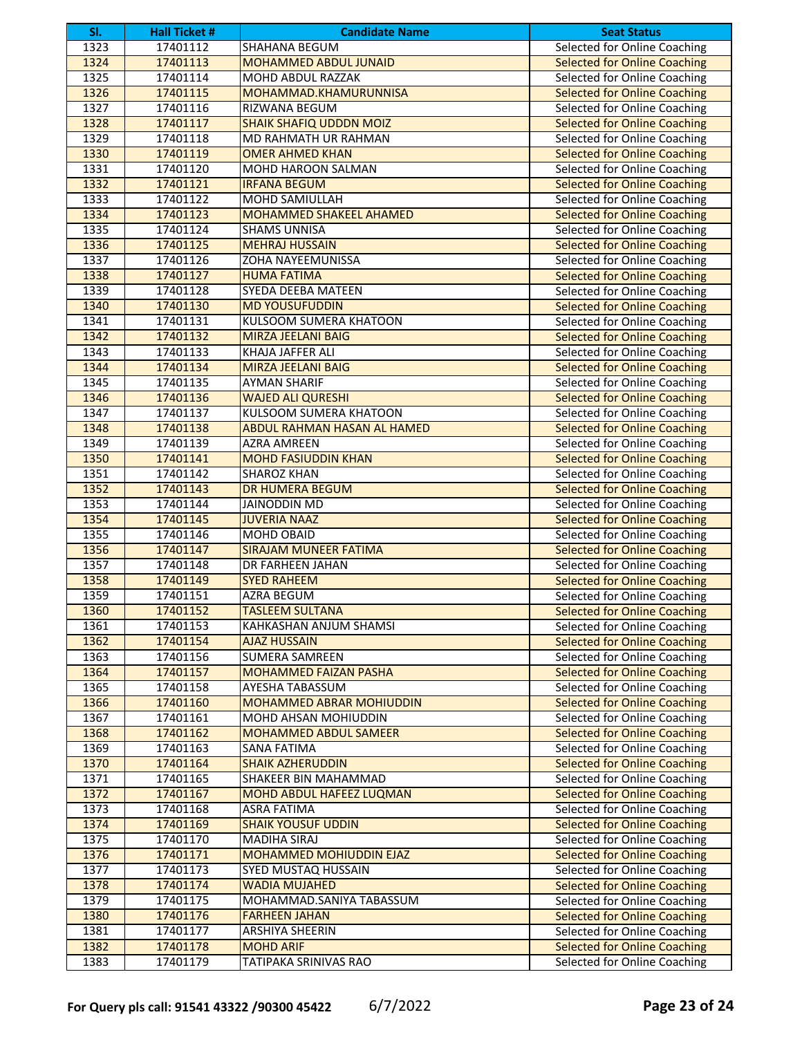| Sl. | Hall Ticket # | Candidate Name | Seat Status |
|---|---|---|---|
| 1323 | 17401112 | SHAHANA BEGUM | Selected for Online Coaching |
| 1324 | 17401113 | MOHAMMED ABDUL JUNAID | Selected for Online Coaching |
| 1325 | 17401114 | MOHD ABDUL RAZZAK | Selected for Online Coaching |
| 1326 | 17401115 | MOHAMMAD.KHAMURUNNISA | Selected for Online Coaching |
| 1327 | 17401116 | RIZWANA BEGUM | Selected for Online Coaching |
| 1328 | 17401117 | SHAIK SHAFIQ UDDDN MOIZ | Selected for Online Coaching |
| 1329 | 17401118 | MD RAHMATH UR RAHMAN | Selected for Online Coaching |
| 1330 | 17401119 | OMER AHMED KHAN | Selected for Online Coaching |
| 1331 | 17401120 | MOHD HAROON SALMAN | Selected for Online Coaching |
| 1332 | 17401121 | IRFANA BEGUM | Selected for Online Coaching |
| 1333 | 17401122 | MOHD SAMIULLAH | Selected for Online Coaching |
| 1334 | 17401123 | MOHAMMED SHAKEEL AHAMED | Selected for Online Coaching |
| 1335 | 17401124 | SHAMS UNNISA | Selected for Online Coaching |
| 1336 | 17401125 | MEHRAJ HUSSAIN | Selected for Online Coaching |
| 1337 | 17401126 | ZOHA NAYEEMUNISSA | Selected for Online Coaching |
| 1338 | 17401127 | HUMA FATIMA | Selected for Online Coaching |
| 1339 | 17401128 | SYEDA DEEBA MATEEN | Selected for Online Coaching |
| 1340 | 17401130 | MD YOUSUFUDDIN | Selected for Online Coaching |
| 1341 | 17401131 | KULSOOM SUMERA KHATOON | Selected for Online Coaching |
| 1342 | 17401132 | MIRZA JEELANI BAIG | Selected for Online Coaching |
| 1343 | 17401133 | KHAJA JAFFER ALI | Selected for Online Coaching |
| 1344 | 17401134 | MIRZA JEELANI BAIG | Selected for Online Coaching |
| 1345 | 17401135 | AYMAN SHARIF | Selected for Online Coaching |
| 1346 | 17401136 | WAJED ALI QURESHI | Selected for Online Coaching |
| 1347 | 17401137 | KULSOOM SUMERA KHATOON | Selected for Online Coaching |
| 1348 | 17401138 | ABDUL RAHMAN HASAN AL HAMED | Selected for Online Coaching |
| 1349 | 17401139 | AZRA AMREEN | Selected for Online Coaching |
| 1350 | 17401141 | MOHD FASIUDDIN KHAN | Selected for Online Coaching |
| 1351 | 17401142 | SHAROZ KHAN | Selected for Online Coaching |
| 1352 | 17401143 | DR HUMERA BEGUM | Selected for Online Coaching |
| 1353 | 17401144 | JAINODDIN MD | Selected for Online Coaching |
| 1354 | 17401145 | JUVERIA NAAZ | Selected for Online Coaching |
| 1355 | 17401146 | MOHD OBAID | Selected for Online Coaching |
| 1356 | 17401147 | SIRAJAM MUNEER FATIMA | Selected for Online Coaching |
| 1357 | 17401148 | DR FARHEEN JAHAN | Selected for Online Coaching |
| 1358 | 17401149 | SYED RAHEEM | Selected for Online Coaching |
| 1359 | 17401151 | AZRA BEGUM | Selected for Online Coaching |
| 1360 | 17401152 | TASLEEM SULTANA | Selected for Online Coaching |
| 1361 | 17401153 | KAHKASHAN ANJUM SHAMSI | Selected for Online Coaching |
| 1362 | 17401154 | AJAZ HUSSAIN | Selected for Online Coaching |
| 1363 | 17401156 | SUMERA SAMREEN | Selected for Online Coaching |
| 1364 | 17401157 | MOHAMMED FAIZAN PASHA | Selected for Online Coaching |
| 1365 | 17401158 | AYESHA TABASSUM | Selected for Online Coaching |
| 1366 | 17401160 | MOHAMMED ABRAR MOHIUDDIN | Selected for Online Coaching |
| 1367 | 17401161 | MOHD AHSAN MOHIUDDIN | Selected for Online Coaching |
| 1368 | 17401162 | MOHAMMED ABDUL SAMEER | Selected for Online Coaching |
| 1369 | 17401163 | SANA FATIMA | Selected for Online Coaching |
| 1370 | 17401164 | SHAIK AZHERUDDIN | Selected for Online Coaching |
| 1371 | 17401165 | SHAKEER BIN MAHAMMAD | Selected for Online Coaching |
| 1372 | 17401167 | MOHD ABDUL HAFEEZ LUQMAN | Selected for Online Coaching |
| 1373 | 17401168 | ASRA FATIMA | Selected for Online Coaching |
| 1374 | 17401169 | SHAIK YOUSUF UDDIN | Selected for Online Coaching |
| 1375 | 17401170 | MADIHA SIRAJ | Selected for Online Coaching |
| 1376 | 17401171 | MOHAMMED MOHIUDDIN EJAZ | Selected for Online Coaching |
| 1377 | 17401173 | SYED MUSTAQ HUSSAIN | Selected for Online Coaching |
| 1378 | 17401174 | WADIA MUJAHED | Selected for Online Coaching |
| 1379 | 17401175 | MOHAMMAD.SANIYA TABASSUM | Selected for Online Coaching |
| 1380 | 17401176 | FARHEEN JAHAN | Selected for Online Coaching |
| 1381 | 17401177 | ARSHIYA SHEERIN | Selected for Online Coaching |
| 1382 | 17401178 | MOHD ARIF | Selected for Online Coaching |
| 1383 | 17401179 | TATIPAKA SRINIVAS RAO | Selected for Online Coaching |

**For Query pls call: 91541 43322 /90300 45422** 6/7/2022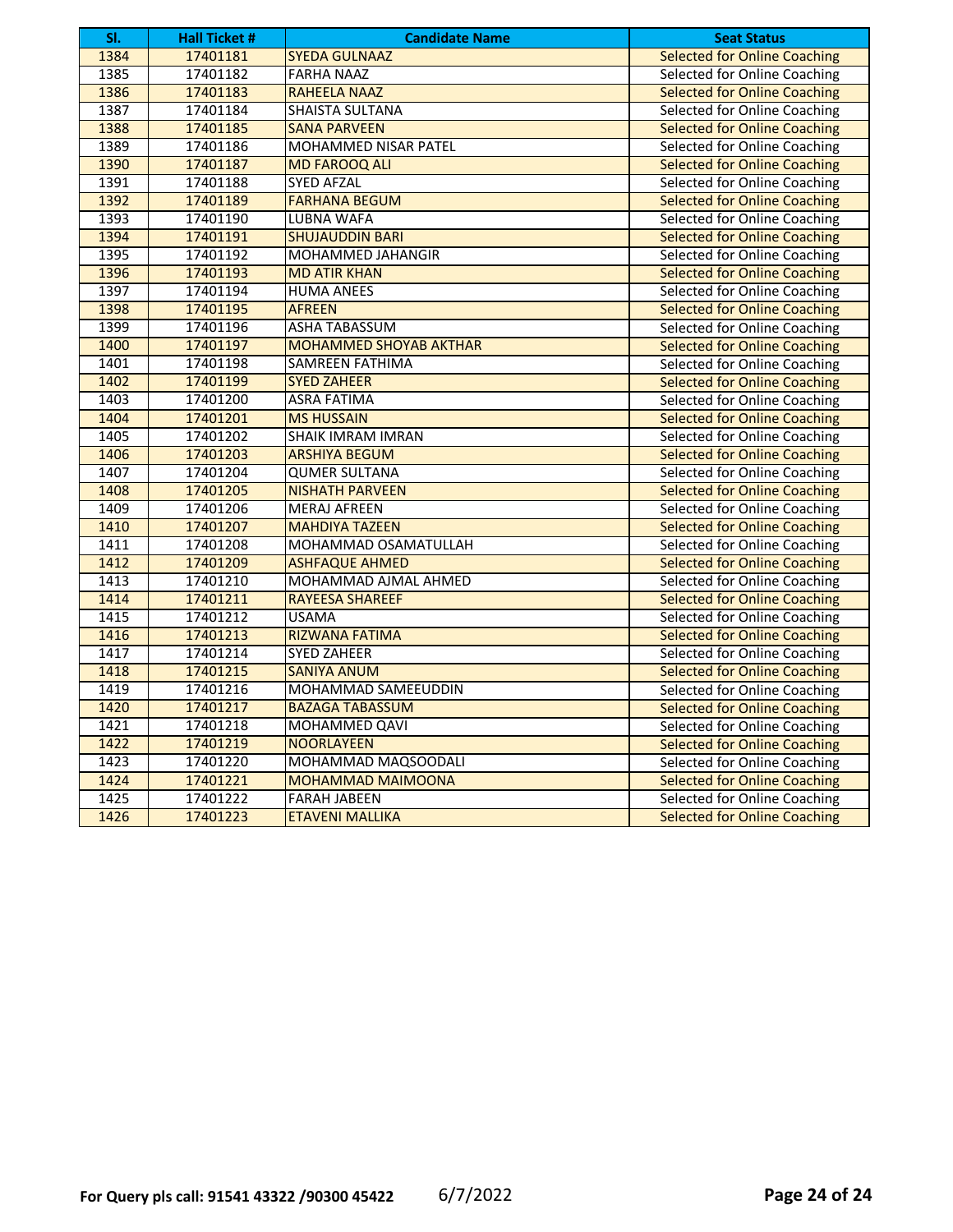| Sl. | Hall Ticket # | Candidate Name | Seat Status |
|---|---|---|---|
| 1384 | 17401181 | SYEDA GULNAAZ | Selected for Online Coaching |
| 1385 | 17401182 | FARHA NAAZ | Selected for Online Coaching |
| 1386 | 17401183 | RAHEELA NAAZ | Selected for Online Coaching |
| 1387 | 17401184 | SHAISTA SULTANA | Selected for Online Coaching |
| 1388 | 17401185 | SANA PARVEEN | Selected for Online Coaching |
| 1389 | 17401186 | MOHAMMED NISAR PATEL | Selected for Online Coaching |
| 1390 | 17401187 | MD FAROOQ ALI | Selected for Online Coaching |
| 1391 | 17401188 | SYED AFZAL | Selected for Online Coaching |
| 1392 | 17401189 | FARHANA BEGUM | Selected for Online Coaching |
| 1393 | 17401190 | LUBNA WAFA | Selected for Online Coaching |
| 1394 | 17401191 | SHUJAUDDIN BARI | Selected for Online Coaching |
| 1395 | 17401192 | MOHAMMED JAHANGIR | Selected for Online Coaching |
| 1396 | 17401193 | MD ATIR KHAN | Selected for Online Coaching |
| 1397 | 17401194 | HUMA ANEES | Selected for Online Coaching |
| 1398 | 17401195 | AFREEN | Selected for Online Coaching |
| 1399 | 17401196 | ASHA TABASSUM | Selected for Online Coaching |
| 1400 | 17401197 | MOHAMMED SHOYAB AKTHAR | Selected for Online Coaching |
| 1401 | 17401198 | SAMREEN FATHIMA | Selected for Online Coaching |
| 1402 | 17401199 | SYED ZAHEER | Selected for Online Coaching |
| 1403 | 17401200 | ASRA FATIMA | Selected for Online Coaching |
| 1404 | 17401201 | MS HUSSAIN | Selected for Online Coaching |
| 1405 | 17401202 | SHAIK IMRAM IMRAN | Selected for Online Coaching |
| 1406 | 17401203 | ARSHIYA BEGUM | Selected for Online Coaching |
| 1407 | 17401204 | QUMER SULTANA | Selected for Online Coaching |
| 1408 | 17401205 | NISHATH PARVEEN | Selected for Online Coaching |
| 1409 | 17401206 | MERAJ AFREEN | Selected for Online Coaching |
| 1410 | 17401207 | MAHDIYA TAZEEN | Selected for Online Coaching |
| 1411 | 17401208 | MOHAMMAD OSAMATULLAH | Selected for Online Coaching |
| 1412 | 17401209 | ASHFAQUE AHMED | Selected for Online Coaching |
| 1413 | 17401210 | MOHAMMAD AJMAL AHMED | Selected for Online Coaching |
| 1414 | 17401211 | RAYEESA SHAREEF | Selected for Online Coaching |
| 1415 | 17401212 | USAMA | Selected for Online Coaching |
| 1416 | 17401213 | RIZWANA FATIMA | Selected for Online Coaching |
| 1417 | 17401214 | SYED ZAHEER | Selected for Online Coaching |
| 1418 | 17401215 | SANIYA ANUM | Selected for Online Coaching |
| 1419 | 17401216 | MOHAMMAD SAMEEUDDIN | Selected for Online Coaching |
| 1420 | 17401217 | BAZAGA TABASSUM | Selected for Online Coaching |
| 1421 | 17401218 | MOHAMMED QAVI | Selected for Online Coaching |
| 1422 | 17401219 | NOORLAYEEN | Selected for Online Coaching |
| 1423 | 17401220 | MOHAMMAD MAQSOODALI | Selected for Online Coaching |
| 1424 | 17401221 | MOHAMMAD MAIMOONA | Selected for Online Coaching |
| 1425 | 17401222 | FARAH JABEEN | Selected for Online Coaching |
| 1426 | 17401223 | ETAVENI MALLIKA | Selected for Online Coaching |

**For Query pls call: 91541 43322 /90300 45422** 6/7/2022